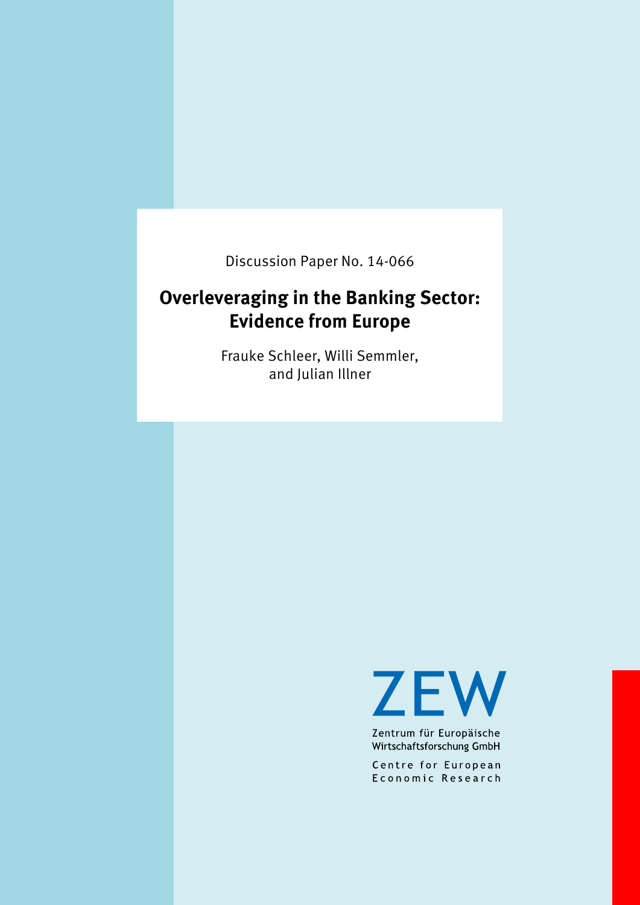Discussion Paper No. 14-066

# Overleveraging in the Banking Sector: Evidence from Europe

Frauke Schleer, Willi Semmler, and Julian Illner

ZEW

Zentrum für Europäische Wirtschaftsforschung GmbH

Centre for European Economic Research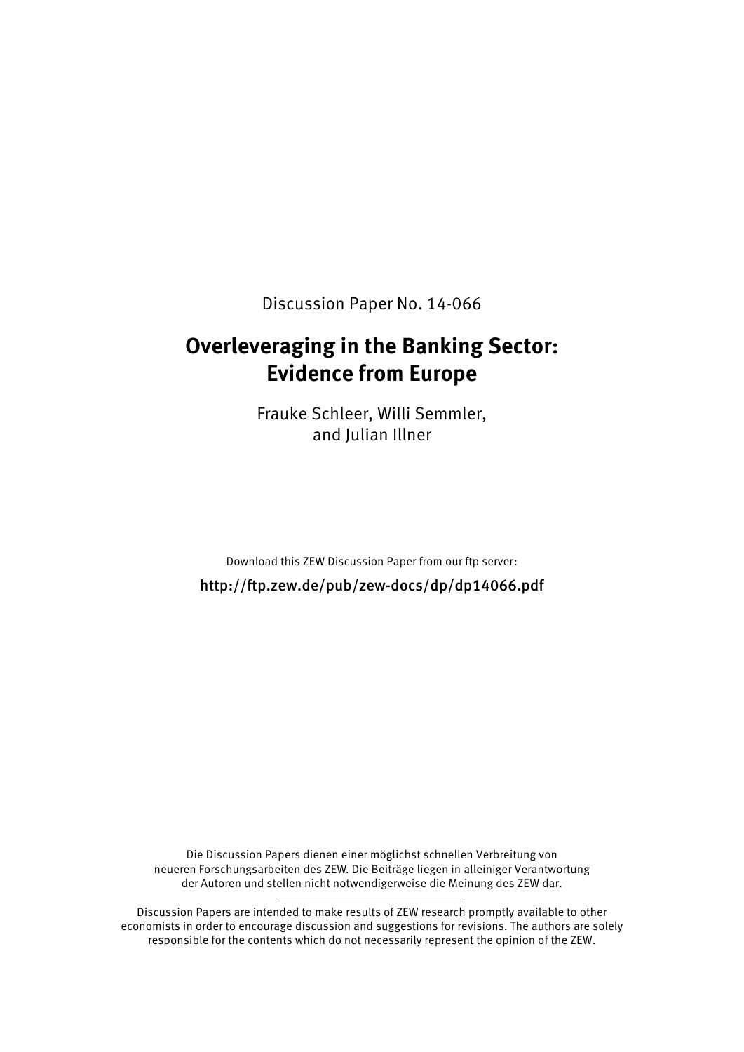Discussion Paper No. 14-066

# Overleveraging in the Banking Sector: Evidence from Europe

Frauke Schleer, Willi Semmler, and Julian Illner

Download this ZEW Discussion Paper from our ftp server:

http://ftp.zew.de/pub/zew-docs/dp/dp14066.pdf

Die Discussion Papers dienen einer möglichst schnellen Verbreitung von neueren Forschungsarbeiten des ZEW. Die Beiträge liegen in alleiniger Verantwortung der Autoren und stellen nicht notwendigerweise die Meinung des ZEW dar.

Discussion Papers are intended to make results of ZEW research promptly available to other economists in order to encourage discussion and suggestions for revisions. The authors are solely responsible for the contents which do not necessarily represent the opinion of the ZEW.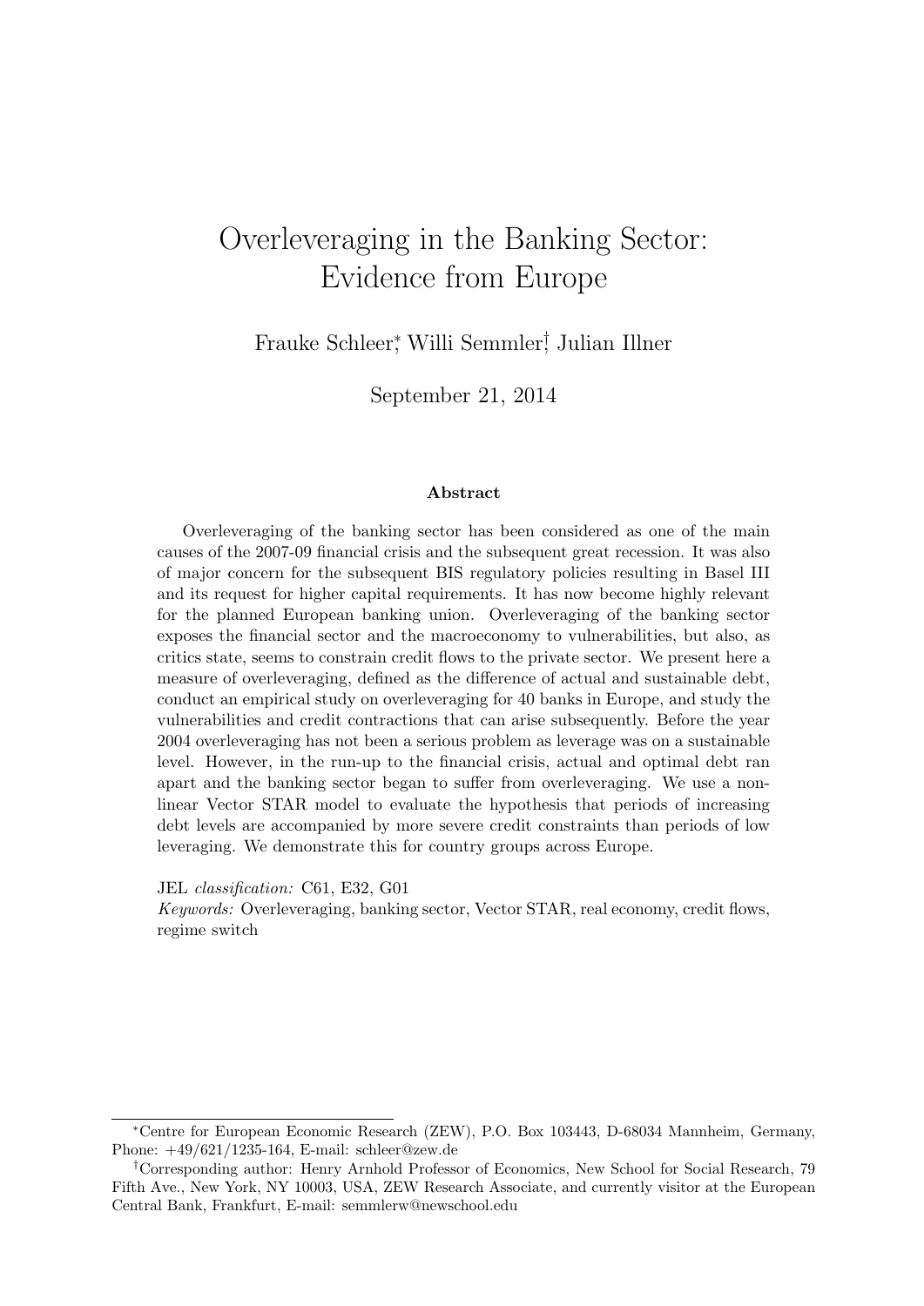# Overleveraging in the Banking Sector: Evidence from Europe

Frauke Schleer*, Willi Semmler†, Julian Illner

September 21, 2014

### Abstract

Overleveraging of the banking sector has been considered as one of the main causes of the 2007-09 financial crisis and the subsequent great recession. It was also of major concern for the subsequent BIS regulatory policies resulting in Basel III and its request for higher capital requirements. It has now become highly relevant for the planned European banking union. Overleveraging of the banking sector exposes the financial sector and the macroeconomy to vulnerabilities, but also, as critics state, seems to constrain credit flows to the private sector. We present here a measure of overleveraging, defined as the difference of actual and sustainable debt, conduct an empirical study on overleveraging for 40 banks in Europe, and study the vulnerabilities and credit contractions that can arise subsequently. Before the year 2004 overleveraging has not been a serious problem as leverage was on a sustainable level. However, in the run-up to the financial crisis, actual and optimal debt ran apart and the banking sector began to suffer from overleveraging. We use a nonlinear Vector STAR model to evaluate the hypothesis that periods of increasing debt levels are accompanied by more severe credit constraints than periods of low leveraging. We demonstrate this for country groups across Europe.

JEL *classification:* C61, E32, G01

*Keywords:* Overleveraging, banking sector, Vector STAR, real economy, credit flows, regime switch

---

*Centre for European Economic Research (ZEW), P.O. Box 103443, D-68034 Mannheim, Germany, Phone: +49/621/1235-164, E-mail: schleer@zew.de

†Corresponding author: Henry Arnhold Professor of Economics, New School for Social Research, 79 Fifth Ave., New York, NY 10003, USA, ZEW Research Associate, and currently visitor at the European Central Bank, Frankfurt, E-mail: semmlerw@newschool.edu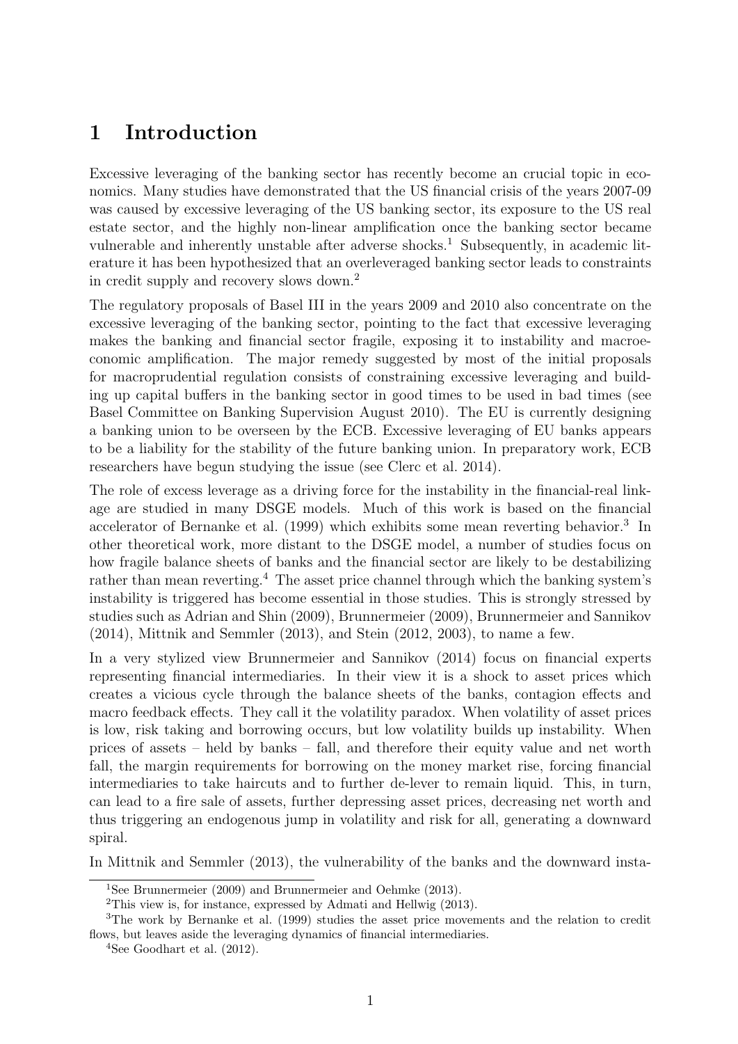# 1 Introduction

Excessive leveraging of the banking sector has recently become an crucial topic in economics. Many studies have demonstrated that the US financial crisis of the years 2007-09 was caused by excessive leveraging of the US banking sector, its exposure to the US real estate sector, and the highly non-linear amplification once the banking sector became vulnerable and inherently unstable after adverse shocks.[1] Subsequently, in academic literature it has been hypothesized that an overleveraged banking sector leads to constraints in credit supply and recovery slows down.[2]

The regulatory proposals of Basel III in the years 2009 and 2010 also concentrate on the excessive leveraging of the banking sector, pointing to the fact that excessive leveraging makes the banking and financial sector fragile, exposing it to instability and macroeconomic amplification. The major remedy suggested by most of the initial proposals for macroprudential regulation consists of constraining excessive leveraging and building up capital buffers in the banking sector in good times to be used in bad times (see Basel Committee on Banking Supervision August 2010). The EU is currently designing a banking union to be overseen by the ECB. Excessive leveraging of EU banks appears to be a liability for the stability of the future banking union. In preparatory work, ECB researchers have begun studying the issue (see Clerc et al. 2014).

The role of excess leverage as a driving force for the instability in the financial-real linkage are studied in many DSGE models. Much of this work is based on the financial accelerator of Bernanke et al. (1999) which exhibits some mean reverting behavior.[3] In other theoretical work, more distant to the DSGE model, a number of studies focus on how fragile balance sheets of banks and the financial sector are likely to be destabilizing rather than mean reverting.[4] The asset price channel through which the banking system's instability is triggered has become essential in those studies. This is strongly stressed by studies such as Adrian and Shin (2009), Brunnermeier (2009), Brunnermeier and Sannikov (2014), Mittnik and Semmler (2013), and Stein (2012, 2003), to name a few.

In a very stylized view Brunnermeier and Sannikov (2014) focus on financial experts representing financial intermediaries. In their view it is a shock to asset prices which creates a vicious cycle through the balance sheets of the banks, contagion effects and macro feedback effects. They call it the volatility paradox. When volatility of asset prices is low, risk taking and borrowing occurs, but low volatility builds up instability. When prices of assets – held by banks – fall, and therefore their equity value and net worth fall, the margin requirements for borrowing on the money market rise, forcing financial intermediaries to take haircuts and to further de-lever to remain liquid. This, in turn, can lead to a fire sale of assets, further depressing asset prices, decreasing net worth and thus triggering an endogenous jump in volatility and risk for all, generating a downward spiral.

In Mittnik and Semmler (2013), the vulnerability of the banks and the downward insta-

[1] See Brunnermeier (2009) and Brunnermeier and Oehmke (2013).

[2] This view is, for instance, expressed by Admati and Hellwig (2013).

[3] The work by Bernanke et al. (1999) studies the asset price movements and the relation to credit flows, but leaves aside the leveraging dynamics of financial intermediaries.

[4] See Goodhart et al. (2012).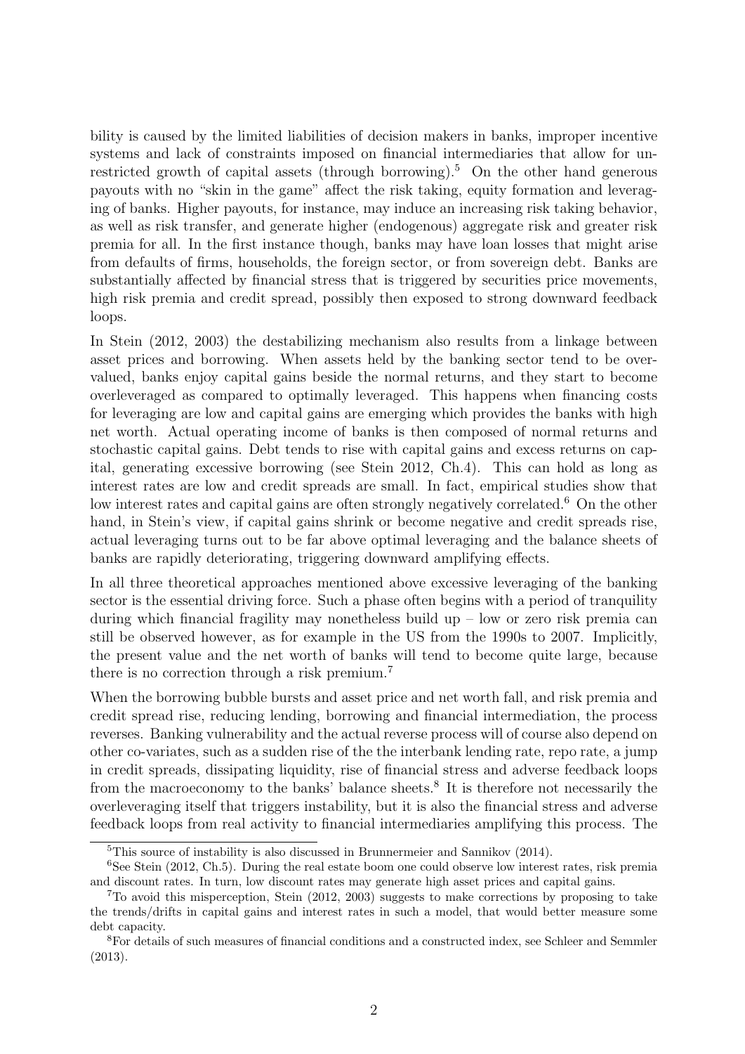bility is caused by the limited liabilities of decision makers in banks, improper incentive systems and lack of constraints imposed on financial intermediaries that allow for unrestricted growth of capital assets (through borrowing).[5] On the other hand generous payouts with no "skin in the game" affect the risk taking, equity formation and leveraging of banks. Higher payouts, for instance, may induce an increasing risk taking behavior, as well as risk transfer, and generate higher (endogenous) aggregate risk and greater risk premia for all. In the first instance though, banks may have loan losses that might arise from defaults of firms, households, the foreign sector, or from sovereign debt. Banks are substantially affected by financial stress that is triggered by securities price movements, high risk premia and credit spread, possibly then exposed to strong downward feedback loops.

In Stein (2012, 2003) the destabilizing mechanism also results from a linkage between asset prices and borrowing. When assets held by the banking sector tend to be overvalued, banks enjoy capital gains beside the normal returns, and they start to become overleveraged as compared to optimally leveraged. This happens when financing costs for leveraging are low and capital gains are emerging which provides the banks with high net worth. Actual operating income of banks is then composed of normal returns and stochastic capital gains. Debt tends to rise with capital gains and excess returns on capital, generating excessive borrowing (see Stein 2012, Ch.4). This can hold as long as interest rates are low and credit spreads are small. In fact, empirical studies show that low interest rates and capital gains are often strongly negatively correlated.[6] On the other hand, in Stein's view, if capital gains shrink or become negative and credit spreads rise, actual leveraging turns out to be far above optimal leveraging and the balance sheets of banks are rapidly deteriorating, triggering downward amplifying effects.

In all three theoretical approaches mentioned above excessive leveraging of the banking sector is the essential driving force. Such a phase often begins with a period of tranquility during which financial fragility may nonetheless build up – low or zero risk premia can still be observed however, as for example in the US from the 1990s to 2007. Implicitly, the present value and the net worth of banks will tend to become quite large, because there is no correction through a risk premium.[7]

When the borrowing bubble bursts and asset price and net worth fall, and risk premia and credit spread rise, reducing lending, borrowing and financial intermediation, the process reverses. Banking vulnerability and the actual reverse process will of course also depend on other co-variates, such as a sudden rise of the the interbank lending rate, repo rate, a jump in credit spreads, dissipating liquidity, rise of financial stress and adverse feedback loops from the macroeconomy to the banks' balance sheets.[8] It is therefore not necessarily the overleveraging itself that triggers instability, but it is also the financial stress and adverse feedback loops from real activity to financial intermediaries amplifying this process. The

[5] This source of instability is also discussed in Brunnermeier and Sannikov (2014).

[6] See Stein (2012, Ch.5). During the real estate boom one could observe low interest rates, risk premia and discount rates. In turn, low discount rates may generate high asset prices and capital gains.

[7] To avoid this misperception, Stein (2012, 2003) suggests to make corrections by proposing to take the trends/drifts in capital gains and interest rates in such a model, that would better measure some debt capacity.

[8] For details of such measures of financial conditions and a constructed index, see Schleer and Semmler (2013).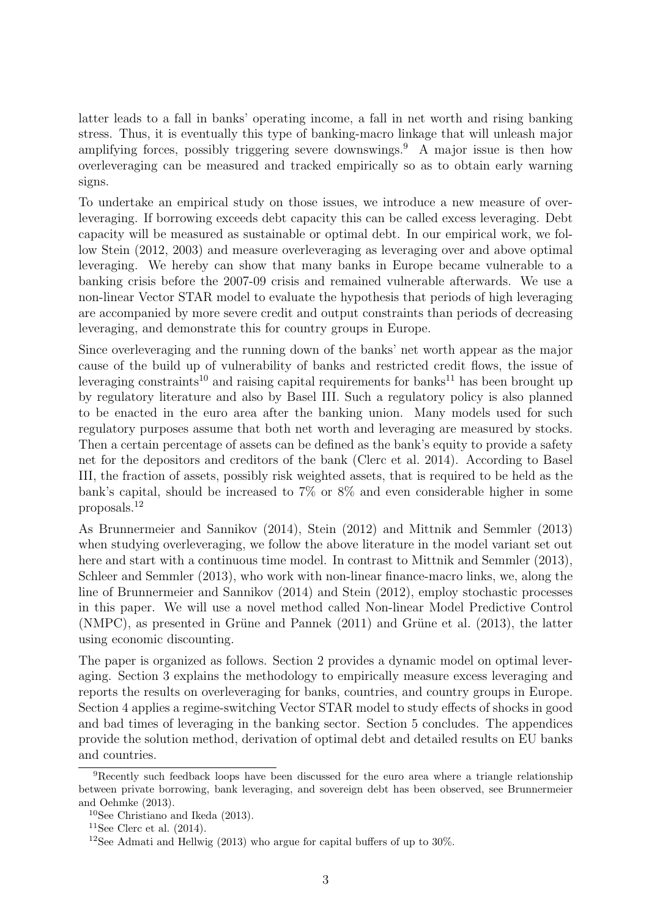latter leads to a fall in banks' operating income, a fall in net worth and rising banking stress. Thus, it is eventually this type of banking-macro linkage that will unleash major amplifying forces, possibly triggering severe downswings.[9] A major issue is then how overleveraging can be measured and tracked empirically so as to obtain early warning signs.

To undertake an empirical study on those issues, we introduce a new measure of overleveraging. If borrowing exceeds debt capacity this can be called excess leveraging. Debt capacity will be measured as sustainable or optimal debt. In our empirical work, we follow Stein (2012, 2003) and measure overleveraging as leveraging over and above optimal leveraging. We hereby can show that many banks in Europe became vulnerable to a banking crisis before the 2007-09 crisis and remained vulnerable afterwards. We use a non-linear Vector STAR model to evaluate the hypothesis that periods of high leveraging are accompanied by more severe credit and output constraints than periods of decreasing leveraging, and demonstrate this for country groups in Europe.

Since overleveraging and the running down of the banks' net worth appear as the major cause of the build up of vulnerability of banks and restricted credit flows, the issue of leveraging constraints[10] and raising capital requirements for banks[11] has been brought up by regulatory literature and also by Basel III. Such a regulatory policy is also planned to be enacted in the euro area after the banking union. Many models used for such regulatory purposes assume that both net worth and leveraging are measured by stocks. Then a certain percentage of assets can be defined as the bank's equity to provide a safety net for the depositors and creditors of the bank (Clerc et al. 2014). According to Basel III, the fraction of assets, possibly risk weighted assets, that is required to be held as the bank's capital, should be increased to 7% or 8% and even considerable higher in some proposals.[12]

As Brunnermeier and Sannikov (2014), Stein (2012) and Mittnik and Semmler (2013) when studying overleveraging, we follow the above literature in the model variant set out here and start with a continuous time model. In contrast to Mittnik and Semmler (2013), Schleer and Semmler (2013), who work with non-linear finance-macro links, we, along the line of Brunnermeier and Sannikov (2014) and Stein (2012), employ stochastic processes in this paper. We will use a novel method called Non-linear Model Predictive Control (NMPC), as presented in Grüne and Pannek (2011) and Grüne et al. (2013), the latter using economic discounting.

The paper is organized as follows. Section 2 provides a dynamic model on optimal leveraging. Section 3 explains the methodology to empirically measure excess leveraging and reports the results on overleveraging for banks, countries, and country groups in Europe. Section 4 applies a regime-switching Vector STAR model to study effects of shocks in good and bad times of leveraging in the banking sector. Section 5 concludes. The appendices provide the solution method, derivation of optimal debt and detailed results on EU banks and countries.

---

[9] Recently such feedback loops have been discussed for the euro area where a triangle relationship between private borrowing, bank leveraging, and sovereign debt has been observed, see Brunnermeier and Oehmke (2013).

[10] See Christiano and Ikeda (2013).

[11] See Clerc et al. (2014).

[12] See Admati and Hellwig (2013) who argue for capital buffers of up to 30%.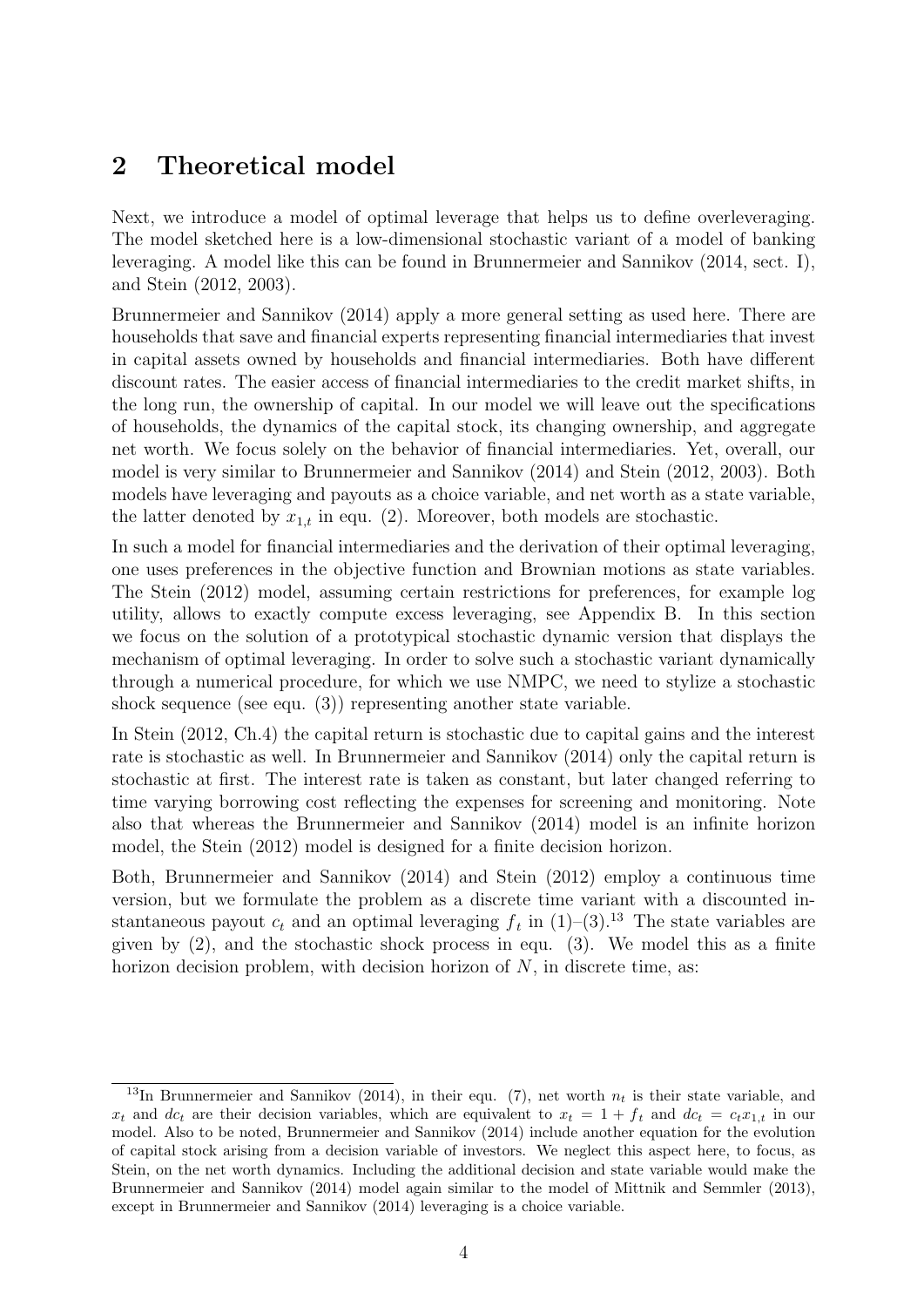## 2 Theoretical model

Next, we introduce a model of optimal leverage that helps us to define overleveraging. The model sketched here is a low-dimensional stochastic variant of a model of banking leveraging. A model like this can be found in Brunnermeier and Sannikov (2014, sect. I), and Stein (2012, 2003).

Brunnermeier and Sannikov (2014) apply a more general setting as used here. There are households that save and financial experts representing financial intermediaries that invest in capital assets owned by households and financial intermediaries. Both have different discount rates. The easier access of financial intermediaries to the credit market shifts, in the long run, the ownership of capital. In our model we will leave out the specifications of households, the dynamics of the capital stock, its changing ownership, and aggregate net worth. We focus solely on the behavior of financial intermediaries. Yet, overall, our model is very similar to Brunnermeier and Sannikov (2014) and Stein (2012, 2003). Both models have leveraging and payouts as a choice variable, and net worth as a state variable, the latter denoted by $x_{1,t}$ in equ. (2). Moreover, both models are stochastic.

In such a model for financial intermediaries and the derivation of their optimal leveraging, one uses preferences in the objective function and Brownian motions as state variables. The Stein (2012) model, assuming certain restrictions for preferences, for example log utility, allows to exactly compute excess leveraging, see Appendix B. In this section we focus on the solution of a prototypical stochastic dynamic version that displays the mechanism of optimal leveraging. In order to solve such a stochastic variant dynamically through a numerical procedure, for which we use NMPC, we need to stylize a stochastic shock sequence (see equ. (3)) representing another state variable.

In Stein (2012, Ch.4) the capital return is stochastic due to capital gains and the interest rate is stochastic as well. In Brunnermeier and Sannikov (2014) only the capital return is stochastic at first. The interest rate is taken as constant, but later changed referring to time varying borrowing cost reflecting the expenses for screening and monitoring. Note also that whereas the Brunnermeier and Sannikov (2014) model is an infinite horizon model, the Stein (2012) model is designed for a finite decision horizon.

Both, Brunnermeier and Sannikov (2014) and Stein (2012) employ a continuous time version, but we formulate the problem as a discrete time variant with a discounted instantaneous payout $c_t$ and an optimal leveraging $f_t$ in (1)–(3).[13] The state variables are given by (2), and the stochastic shock process in equ. (3). We model this as a finite horizon decision problem, with decision horizon of $N$, in discrete time, as:

[13] In Brunnermeier and Sannikov (2014), in their equ. (7), net worth $n_t$ is their state variable, and $x_t$ and $dc_t$ are their decision variables, which are equivalent to $x_t = 1 + f_t$ and $dc_t = c_t x_{1,t}$ in our model. Also to be noted, Brunnermeier and Sannikov (2014) include another equation for the evolution of capital stock arising from a decision variable of investors. We neglect this aspect here, to focus, as Stein, on the net worth dynamics. Including the additional decision and state variable would make the Brunnermeier and Sannikov (2014) model again similar to the model of Mittnik and Semmler (2013), except in Brunnermeier and Sannikov (2014) leveraging is a choice variable.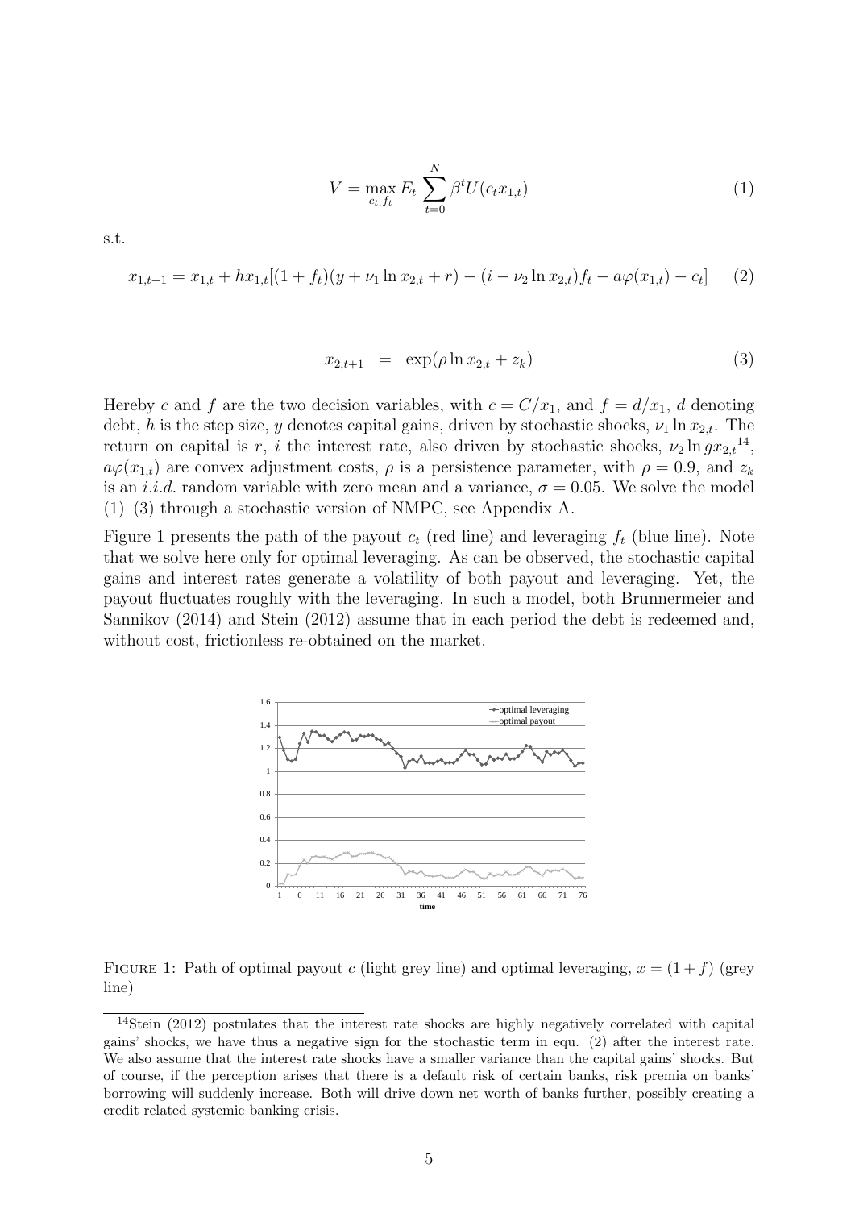$$V = \max_{c_t, f_t} E_t \sum_{t=0}^{N} \beta^t U(c_t x_{1,t}) \tag{1}$$

s.t.

$$x_{1,t+1} = x_{1,t} + hx_{1,t}[(1+f_t)(y + \nu_1 \ln x_{2,t} + r) - (i - \nu_2 \ln x_{2,t})f_t - a\varphi(x_{1,t}) - c_t] \tag{2}$$

$$x_{2,t+1} \;=\; \exp(\rho \ln x_{2,t} + z_k) \tag{3}$$

Hereby $c$ and $f$ are the two decision variables, with $c = C/x_1$, and $f = d/x_1$, $d$ denoting debt, $h$ is the step size, $y$ denotes capital gains, driven by stochastic shocks, $\nu_1 \ln x_{2,t}$. The return on capital is $r$, $i$ the interest rate, also driven by stochastic shocks, $\nu_2 \ln g x_{2,t}$[14], $a\varphi(x_{1,t})$ are convex adjustment costs, $\rho$ is a persistence parameter, with $\rho = 0.9$, and $z_k$ is an *i.i.d.* random variable with zero mean and a variance, $\sigma = 0.05$. We solve the model (1)–(3) through a stochastic version of NMPC, see Appendix A.

Figure 1 presents the path of the payout $c_t$ (red line) and leveraging $f_t$ (blue line). Note that we solve here only for optimal leveraging. As can be observed, the stochastic capital gains and interest rates generate a volatility of both payout and leveraging. Yet, the payout fluctuates roughly with the leveraging. In such a model, both Brunnermeier and Sannikov (2014) and Stein (2012) assume that in each period the debt is redeemed and, without cost, frictionless re-obtained on the market.

FIGURE 1: Path of optimal payout $c$ (light grey line) and optimal leveraging, $x = (1 + f)$ (grey line)

[14] Stein (2012) postulates that the interest rate shocks are highly negatively correlated with capital gains' shocks, we have thus a negative sign for the stochastic term in equ. (2) after the interest rate. We also assume that the interest rate shocks have a smaller variance than the capital gains' shocks. But of course, if the perception arises that there is a default risk of certain banks, risk premia on banks' borrowing will suddenly increase. Both will drive down net worth of banks further, possibly creating a credit related systemic banking crisis.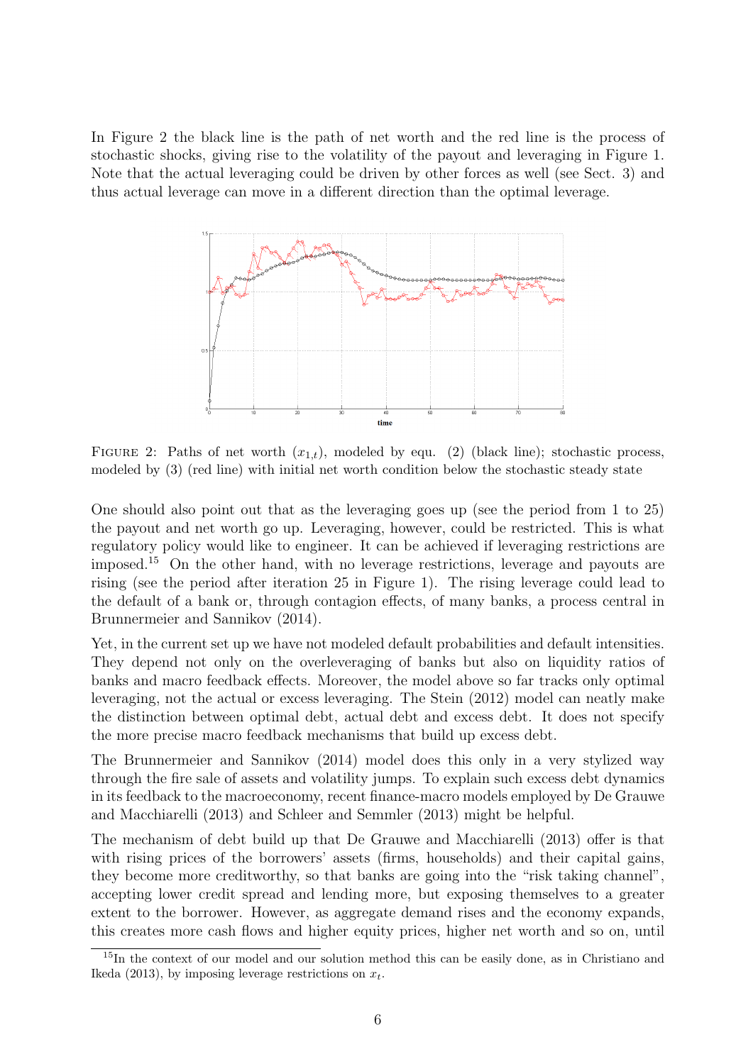In Figure 2 the black line is the path of net worth and the red line is the process of stochastic shocks, giving rise to the volatility of the payout and leveraging in Figure 1. Note that the actual leveraging could be driven by other forces as well (see Sect. 3) and thus actual leverage can move in a different direction than the optimal leverage.

FIGURE 2: Paths of net worth ($x_{1,t}$), modeled by equ. (2) (black line); stochastic process, modeled by (3) (red line) with initial net worth condition below the stochastic steady state

One should also point out that as the leveraging goes up (see the period from 1 to 25) the payout and net worth go up. Leveraging, however, could be restricted. This is what regulatory policy would like to engineer. It can be achieved if leveraging restrictions are imposed.[15] On the other hand, with no leverage restrictions, leverage and payouts are rising (see the period after iteration 25 in Figure 1). The rising leverage could lead to the default of a bank or, through contagion effects, of many banks, a process central in Brunnermeier and Sannikov (2014).

Yet, in the current set up we have not modeled default probabilities and default intensities. They depend not only on the overleveraging of banks but also on liquidity ratios of banks and macro feedback effects. Moreover, the model above so far tracks only optimal leveraging, not the actual or excess leveraging. The Stein (2012) model can neatly make the distinction between optimal debt, actual debt and excess debt. It does not specify the more precise macro feedback mechanisms that build up excess debt.

The Brunnermeier and Sannikov (2014) model does this only in a very stylized way through the fire sale of assets and volatility jumps. To explain such excess debt dynamics in its feedback to the macroeconomy, recent finance-macro models employed by De Grauwe and Macchiarelli (2013) and Schleer and Semmler (2013) might be helpful.

The mechanism of debt build up that De Grauwe and Macchiarelli (2013) offer is that with rising prices of the borrowers' assets (firms, households) and their capital gains, they become more creditworthy, so that banks are going into the "risk taking channel", accepting lower credit spread and lending more, but exposing themselves to a greater extent to the borrower. However, as aggregate demand rises and the economy expands, this creates more cash flows and higher equity prices, higher net worth and so on, until

[15]In the context of our model and our solution method this can be easily done, as in Christiano and Ikeda (2013), by imposing leverage restrictions on $x_t$.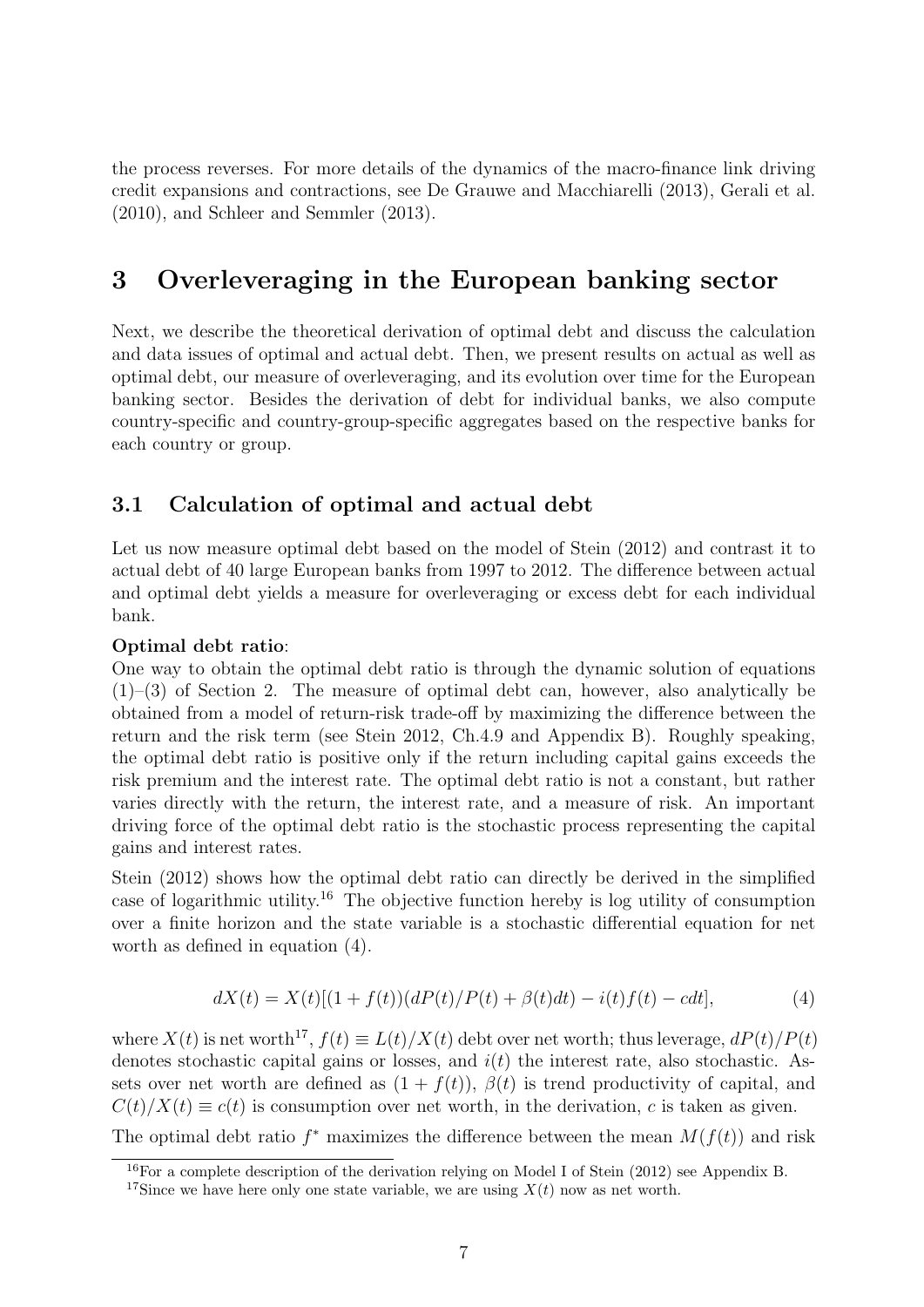the process reverses. For more details of the dynamics of the macro-finance link driving credit expansions and contractions, see De Grauwe and Macchiarelli (2013), Gerali et al. (2010), and Schleer and Semmler (2013).

# 3 Overleveraging in the European banking sector

Next, we describe the theoretical derivation of optimal debt and discuss the calculation and data issues of optimal and actual debt. Then, we present results on actual as well as optimal debt, our measure of overleveraging, and its evolution over time for the European banking sector. Besides the derivation of debt for individual banks, we also compute country-specific and country-group-specific aggregates based on the respective banks for each country or group.

## 3.1 Calculation of optimal and actual debt

Let us now measure optimal debt based on the model of Stein (2012) and contrast it to actual debt of 40 large European banks from 1997 to 2012. The difference between actual and optimal debt yields a measure for overleveraging or excess debt for each individual bank.

**Optimal debt ratio**:

One way to obtain the optimal debt ratio is through the dynamic solution of equations (1)–(3) of Section 2. The measure of optimal debt can, however, also analytically be obtained from a model of return-risk trade-off by maximizing the difference between the return and the risk term (see Stein 2012, Ch.4.9 and Appendix B). Roughly speaking, the optimal debt ratio is positive only if the return including capital gains exceeds the risk premium and the interest rate. The optimal debt ratio is not a constant, but rather varies directly with the return, the interest rate, and a measure of risk. An important driving force of the optimal debt ratio is the stochastic process representing the capital gains and interest rates.

Stein (2012) shows how the optimal debt ratio can directly be derived in the simplified case of logarithmic utility.[16] The objective function hereby is log utility of consumption over a finite horizon and the state variable is a stochastic differential equation for net worth as defined in equation (4).

$$dX(t) = X(t)[(1 + f(t))(dP(t)/P(t) + \beta(t)dt) - i(t)f(t) - cdt], \tag{4}$$

where $X(t)$ is net worth[17], $f(t) \equiv L(t)/X(t)$ debt over net worth; thus leverage, $dP(t)/P(t)$ denotes stochastic capital gains or losses, and $i(t)$ the interest rate, also stochastic. Assets over net worth are defined as $(1 + f(t))$, $\beta(t)$ is trend productivity of capital, and $C(t)/X(t) \equiv c(t)$ is consumption over net worth, in the derivation, $c$ is taken as given.

The optimal debt ratio $f^*$ maximizes the difference between the mean $M(f(t))$ and risk

[16] For a complete description of the derivation relying on Model I of Stein (2012) see Appendix B.

[17] Since we have here only one state variable, we are using $X(t)$ now as net worth.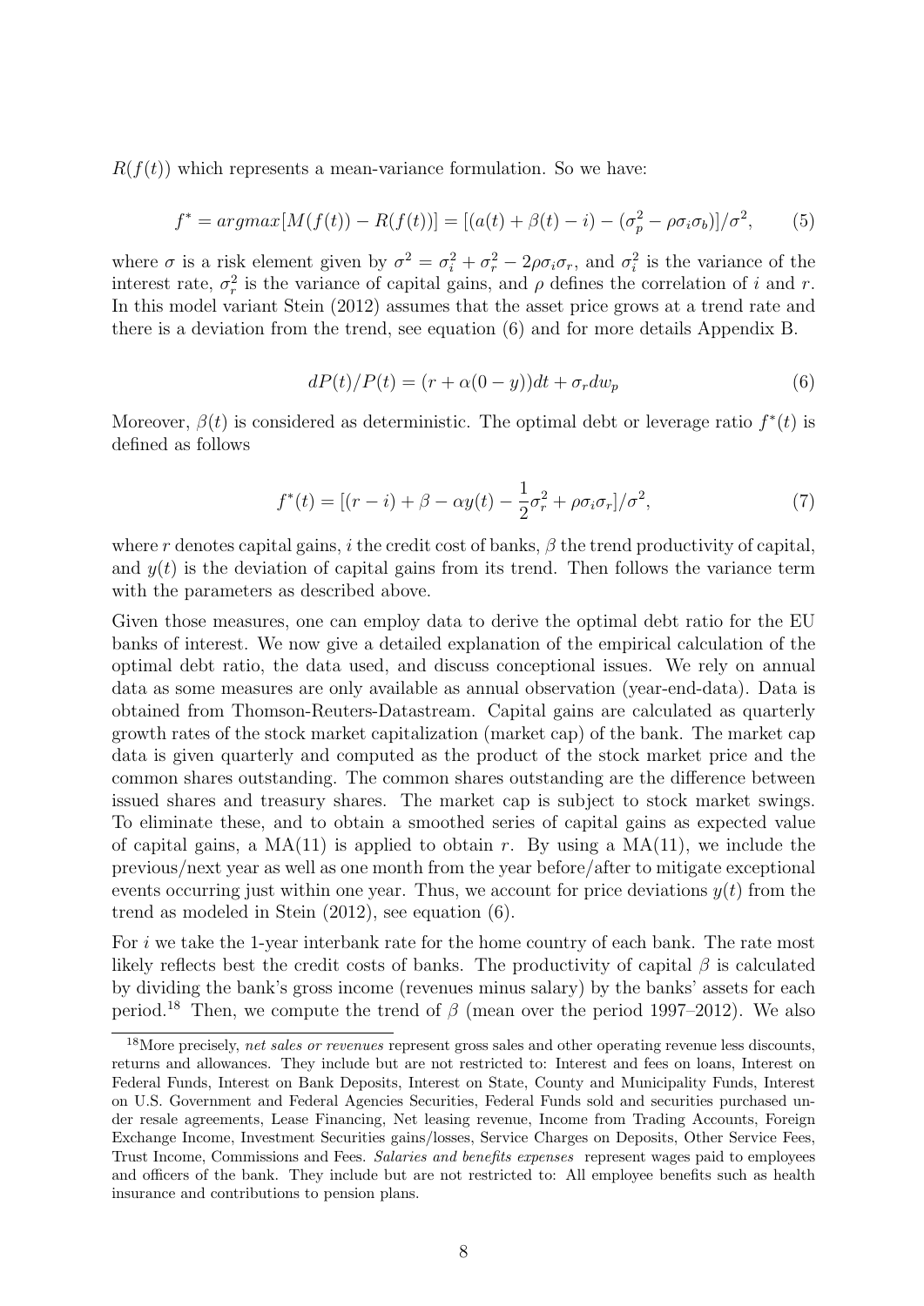$R(f(t))$ which represents a mean-variance formulation. So we have:

$$f^* = argmax[M(f(t)) - R(f(t))] = [(a(t) + \beta(t) - i) - (\sigma_p^2 - \rho\sigma_i\sigma_b)]/\sigma^2, \quad (5)$$

where $\sigma$ is a risk element given by $\sigma^2 = \sigma_i^2 + \sigma_r^2 - 2\rho\sigma_i\sigma_r$, and $\sigma_i^2$ is the variance of the interest rate, $\sigma_r^2$ is the variance of capital gains, and $\rho$ defines the correlation of $i$ and $r$. In this model variant Stein (2012) assumes that the asset price grows at a trend rate and there is a deviation from the trend, see equation (6) and for more details Appendix B.

$$dP(t)/P(t) = (r + \alpha(0 - y))dt + \sigma_r dw_p \quad (6)$$

Moreover, $\beta(t)$ is considered as deterministic. The optimal debt or leverage ratio $f^*(t)$ is defined as follows

$$f^*(t) = [(r - i) + \beta - \alpha y(t) - \frac{1}{2}\sigma_r^2 + \rho\sigma_i\sigma_r]/\sigma^2, \quad (7)$$

where $r$ denotes capital gains, $i$ the credit cost of banks, $\beta$ the trend productivity of capital, and $y(t)$ is the deviation of capital gains from its trend. Then follows the variance term with the parameters as described above.

Given those measures, one can employ data to derive the optimal debt ratio for the EU banks of interest. We now give a detailed explanation of the empirical calculation of the optimal debt ratio, the data used, and discuss conceptional issues. We rely on annual data as some measures are only available as annual observation (year-end-data). Data is obtained from Thomson-Reuters-Datastream. Capital gains are calculated as quarterly growth rates of the stock market capitalization (market cap) of the bank. The market cap data is given quarterly and computed as the product of the stock market price and the common shares outstanding. The common shares outstanding are the difference between issued shares and treasury shares. The market cap is subject to stock market swings. To eliminate these, and to obtain a smoothed series of capital gains as expected value of capital gains, a MA(11) is applied to obtain $r$. By using a MA(11), we include the previous/next year as well as one month from the year before/after to mitigate exceptional events occurring just within one year. Thus, we account for price deviations $y(t)$ from the trend as modeled in Stein (2012), see equation (6).

For $i$ we take the 1-year interbank rate for the home country of each bank. The rate most likely reflects best the credit costs of banks. The productivity of capital $\beta$ is calculated by dividing the bank's gross income (revenues minus salary) by the banks' assets for each period.[18] Then, we compute the trend of $\beta$ (mean over the period 1997–2012). We also

[18] More precisely, *net sales or revenues* represent gross sales and other operating revenue less discounts, returns and allowances. They include but are not restricted to: Interest and fees on loans, Interest on Federal Funds, Interest on Bank Deposits, Interest on State, County and Municipality Funds, Interest on U.S. Government and Federal Agencies Securities, Federal Funds sold and securities purchased under resale agreements, Lease Financing, Net leasing revenue, Income from Trading Accounts, Foreign Exchange Income, Investment Securities gains/losses, Service Charges on Deposits, Other Service Fees, Trust Income, Commissions and Fees. *Salaries and benefits expenses* represent wages paid to employees and officers of the bank. They include but are not restricted to: All employee benefits such as health insurance and contributions to pension plans.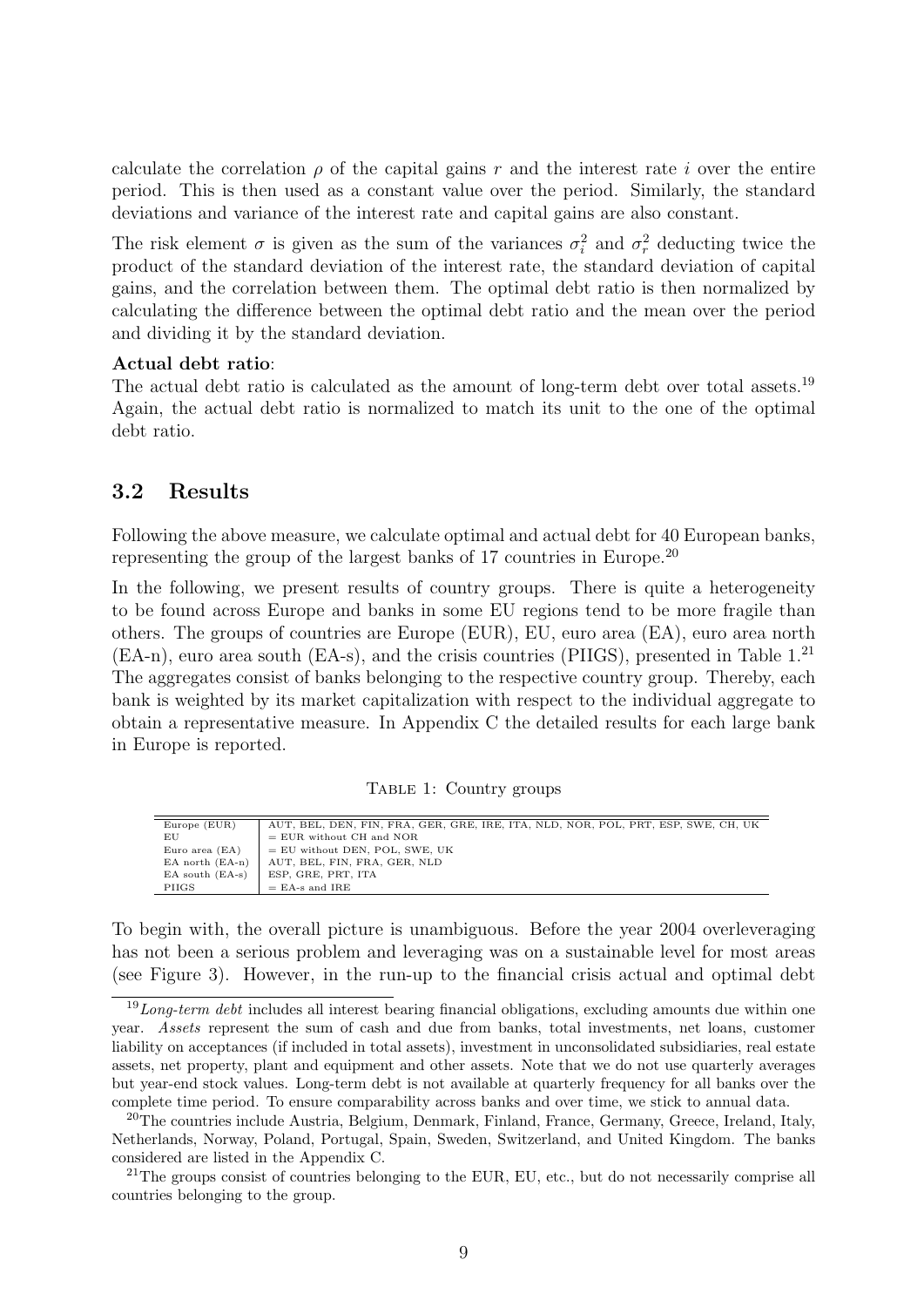calculate the correlation $\rho$ of the capital gains $r$ and the interest rate $i$ over the entire period. This is then used as a constant value over the period. Similarly, the standard deviations and variance of the interest rate and capital gains are also constant.

The risk element $\sigma$ is given as the sum of the variances $\sigma_i^2$ and $\sigma_r^2$ deducting twice the product of the standard deviation of the interest rate, the standard deviation of capital gains, and the correlation between them. The optimal debt ratio is then normalized by calculating the difference between the optimal debt ratio and the mean over the period and dividing it by the standard deviation.

**Actual debt ratio**:
The actual debt ratio is calculated as the amount of long-term debt over total assets.[19] Again, the actual debt ratio is normalized to match its unit to the one of the optimal debt ratio.

## 3.2 Results

Following the above measure, we calculate optimal and actual debt for 40 European banks, representing the group of the largest banks of 17 countries in Europe.[20]

In the following, we present results of country groups. There is quite a heterogeneity to be found across Europe and banks in some EU regions tend to be more fragile than others. The groups of countries are Europe (EUR), EU, euro area (EA), euro area north (EA-n), euro area south (EA-s), and the crisis countries (PIIGS), presented in Table 1.[21] The aggregates consist of banks belonging to the respective country group. Thereby, each bank is weighted by its market capitalization with respect to the individual aggregate to obtain a representative measure. In Appendix C the detailed results for each large bank in Europe is reported.

TABLE 1: Country groups

| | |
|---|---|
| Europe (EUR) | AUT, BEL, DEN, FIN, FRA, GER, GRE, IRE, ITA, NLD, NOR, POL, PRT, ESP, SWE, CH, UK |
| EU | = EUR without CH and NOR |
| Euro area (EA) | = EU without DEN, POL, SWE, UK |
| EA north (EA-n) | AUT, BEL, FIN, FRA, GER, NLD |
| EA south (EA-s) | ESP, GRE, PRT, ITA |
| PIIGS | = EA-s and IRE |

To begin with, the overall picture is unambiguous. Before the year 2004 overleveraging has not been a serious problem and leveraging was on a sustainable level for most areas (see Figure 3). However, in the run-up to the financial crisis actual and optimal debt

[19] *Long-term debt* includes all interest bearing financial obligations, excluding amounts due within one year. *Assets* represent the sum of cash and due from banks, total investments, net loans, customer liability on acceptances (if included in total assets), investment in unconsolidated subsidiaries, real estate assets, net property, plant and equipment and other assets. Note that we do not use quarterly averages but year-end stock values. Long-term debt is not available at quarterly frequency for all banks over the complete time period. To ensure comparability across banks and over time, we stick to annual data.

[20] The countries include Austria, Belgium, Denmark, Finland, France, Germany, Greece, Ireland, Italy, Netherlands, Norway, Poland, Portugal, Spain, Sweden, Switzerland, and United Kingdom. The banks considered are listed in the Appendix C.

[21] The groups consist of countries belonging to the EUR, EU, etc., but do not necessarily comprise all countries belonging to the group.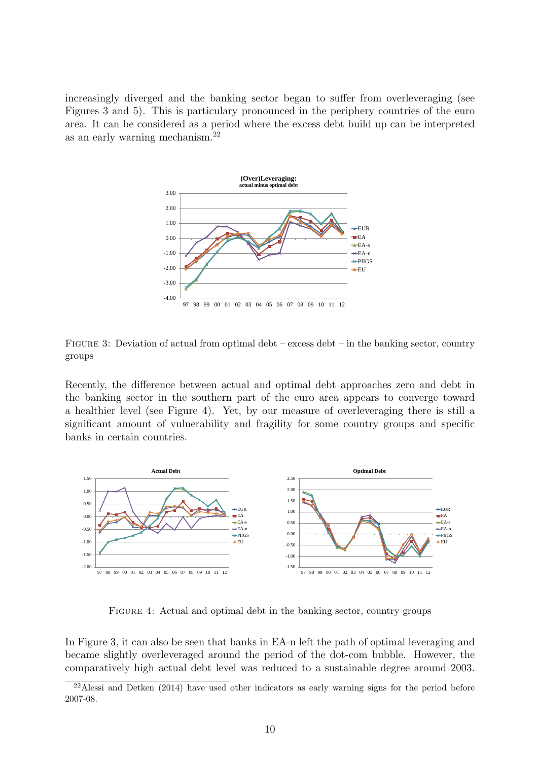increasingly diverged and the banking sector began to suffer from overleveraging (see Figures 3 and 5). This is particulary pronounced in the periphery countries of the euro area. It can be considered as a period where the excess debt build up can be interpreted as an early warning mechanism.[22]

Figure 3: Deviation of actual from optimal debt – excess debt – in the banking sector, country groups

Recently, the difference between actual and optimal debt approaches zero and debt in the banking sector in the southern part of the euro area appears to converge toward a healthier level (see Figure 4). Yet, by our measure of overleveraging there is still a significant amount of vulnerability and fragility for some country groups and specific banks in certain countries.

Figure 4: Actual and optimal debt in the banking sector, country groups

In Figure 3, it can also be seen that banks in EA-n left the path of optimal leveraging and became slightly overleveraged around the period of the dot-com bubble. However, the comparatively high actual debt level was reduced to a sustainable degree around 2003.

[22] Alessi and Detken (2014) have used other indicators as early warning signs for the period before 2007-08.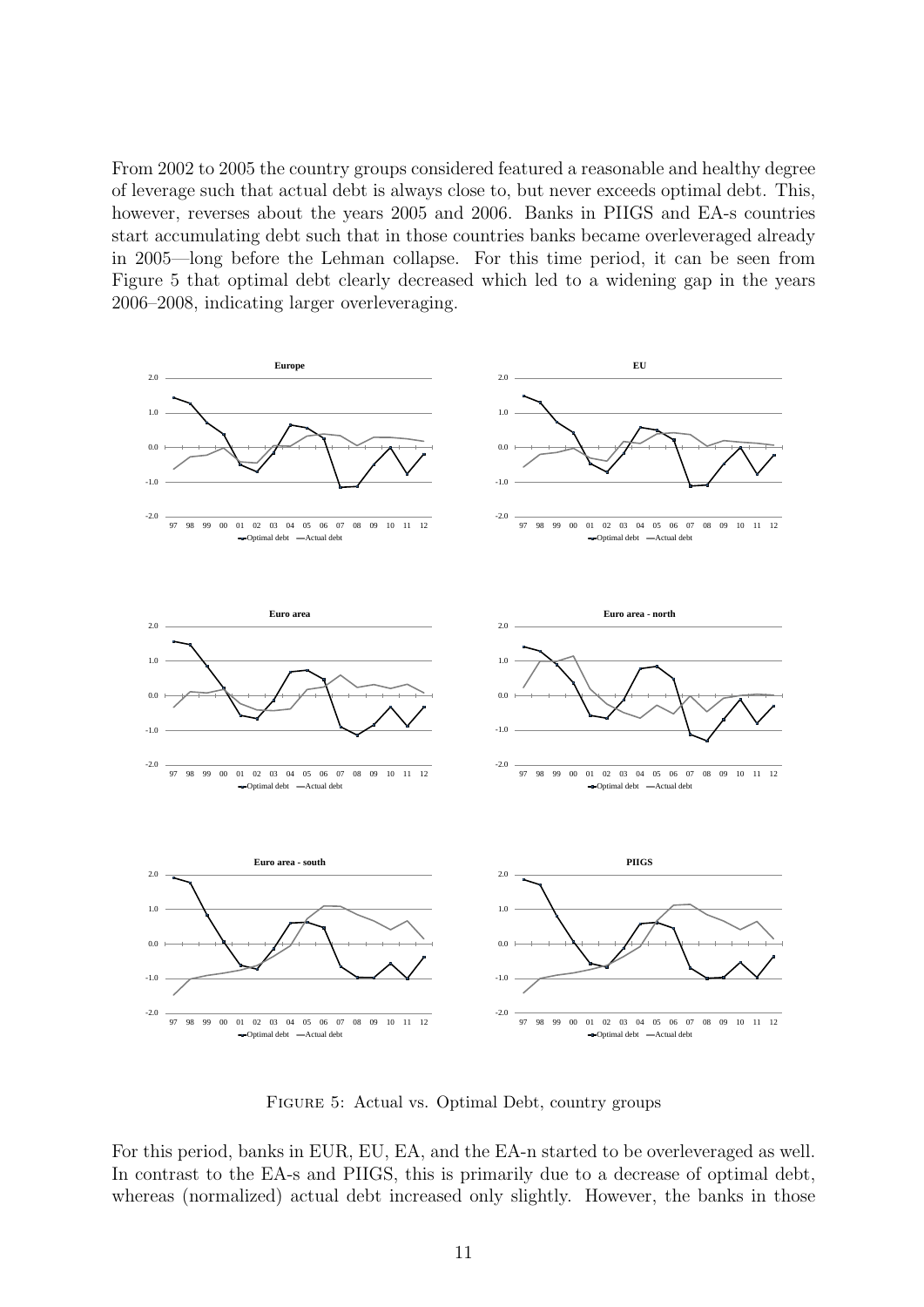From 2002 to 2005 the country groups considered featured a reasonable and healthy degree of leverage such that actual debt is always close to, but never exceeds optimal debt. This, however, reverses about the years 2005 and 2006. Banks in PIIGS and EA-s countries start accumulating debt such that in those countries banks became overleveraged already in 2005—long before the Lehman collapse. For this time period, it can be seen from Figure 5 that optimal debt clearly decreased which led to a widening gap in the years 2006–2008, indicating larger overleveraging.

Figure 5: Actual vs. Optimal Debt, country groups

For this period, banks in EUR, EU, EA, and the EA-n started to be overleveraged as well. In contrast to the EA-s and PIIGS, this is primarily due to a decrease of optimal debt, whereas (normalized) actual debt increased only slightly. However, the banks in those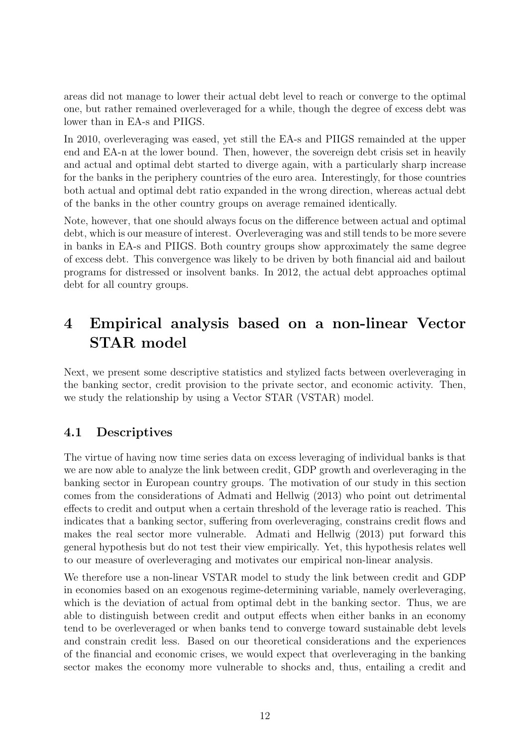areas did not manage to lower their actual debt level to reach or converge to the optimal one, but rather remained overleveraged for a while, though the degree of excess debt was lower than in EA-s and PIIGS.

In 2010, overleveraging was eased, yet still the EA-s and PIIGS remainded at the upper end and EA-n at the lower bound. Then, however, the sovereign debt crisis set in heavily and actual and optimal debt started to diverge again, with a particularly sharp increase for the banks in the periphery countries of the euro area. Interestingly, for those countries both actual and optimal debt ratio expanded in the wrong direction, whereas actual debt of the banks in the other country groups on average remained identically.

Note, however, that one should always focus on the difference between actual and optimal debt, which is our measure of interest. Overleveraging was and still tends to be more severe in banks in EA-s and PIIGS. Both country groups show approximately the same degree of excess debt. This convergence was likely to be driven by both financial aid and bailout programs for distressed or insolvent banks. In 2012, the actual debt approaches optimal debt for all country groups.

# 4 Empirical analysis based on a non-linear Vector STAR model

Next, we present some descriptive statistics and stylized facts between overleveraging in the banking sector, credit provision to the private sector, and economic activity. Then, we study the relationship by using a Vector STAR (VSTAR) model.

## 4.1 Descriptives

The virtue of having now time series data on excess leveraging of individual banks is that we are now able to analyze the link between credit, GDP growth and overleveraging in the banking sector in European country groups. The motivation of our study in this section comes from the considerations of Admati and Hellwig (2013) who point out detrimental effects to credit and output when a certain threshold of the leverage ratio is reached. This indicates that a banking sector, suffering from overleveraging, constrains credit flows and makes the real sector more vulnerable. Admati and Hellwig (2013) put forward this general hypothesis but do not test their view empirically. Yet, this hypothesis relates well to our measure of overleveraging and motivates our empirical non-linear analysis.

We therefore use a non-linear VSTAR model to study the link between credit and GDP in economies based on an exogenous regime-determining variable, namely overleveraging, which is the deviation of actual from optimal debt in the banking sector. Thus, we are able to distinguish between credit and output effects when either banks in an economy tend to be overleveraged or when banks tend to converge toward sustainable debt levels and constrain credit less. Based on our theoretical considerations and the experiences of the financial and economic crises, we would expect that overleveraging in the banking sector makes the economy more vulnerable to shocks and, thus, entailing a credit and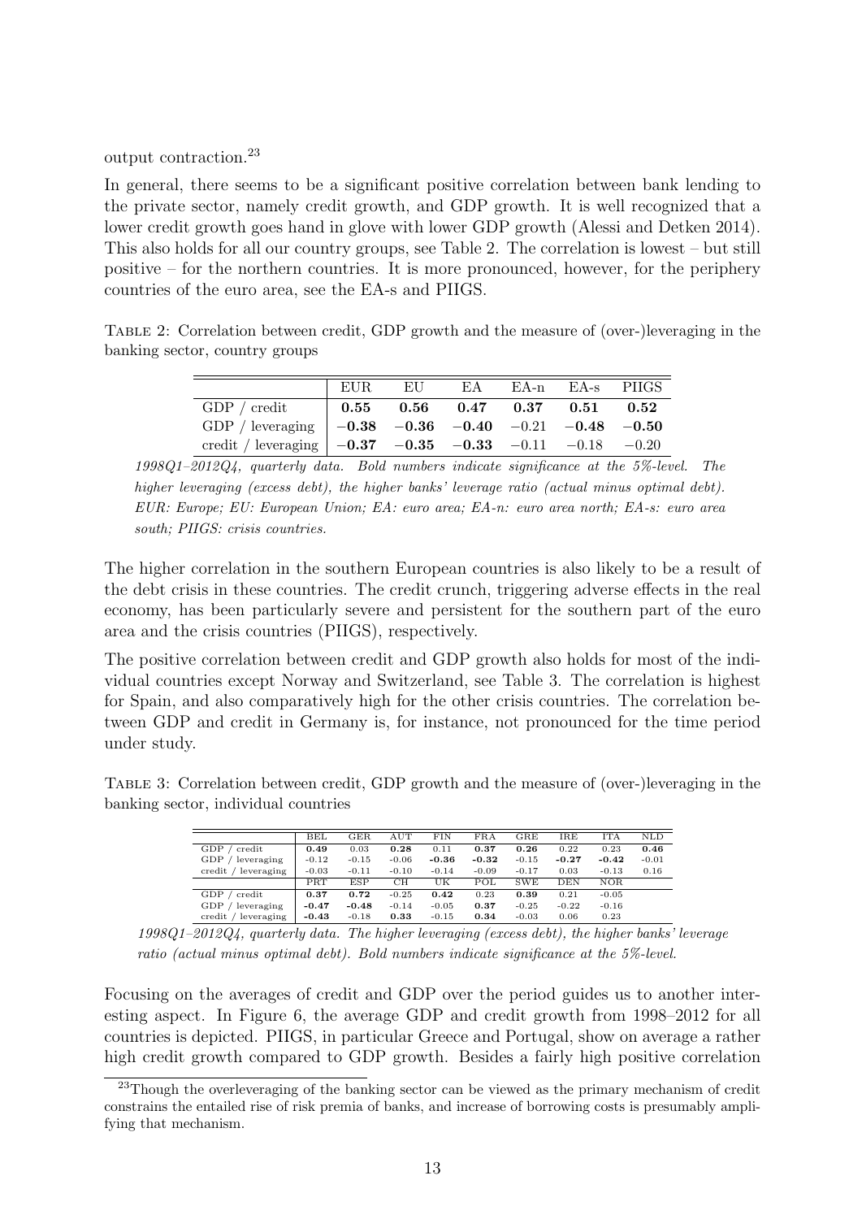output contraction.[23]

In general, there seems to be a significant positive correlation between bank lending to the private sector, namely credit growth, and GDP growth. It is well recognized that a lower credit growth goes hand in glove with lower GDP growth (Alessi and Detken 2014). This also holds for all our country groups, see Table 2. The correlation is lowest – but still positive – for the northern countries. It is more pronounced, however, for the periphery countries of the euro area, see the EA-s and PIIGS.

Table 2: Correlation between credit, GDP growth and the measure of (over-)leveraging in the banking sector, country groups

| | EUR | EU | EA | EA-n | EA-s | PIIGS |
|---|---|---|---|---|---|---|
| GDP / credit | **0.55** | **0.56** | **0.47** | **0.37** | **0.51** | **0.52** |
| GDP / leveraging | **−0.38** | **−0.36** | **−0.40** | −0.21 | **−0.48** | **−0.50** |
| credit / leveraging | **−0.37** | **−0.35** | **−0.33** | −0.11 | −0.18 | −0.20 |

*1998Q1–2012Q4, quarterly data. Bold numbers indicate significance at the 5%-level. The higher leveraging (excess debt), the higher banks' leverage ratio (actual minus optimal debt). EUR: Europe; EU: European Union; EA: euro area; EA-n: euro area north; EA-s: euro area south; PIIGS: crisis countries.*

The higher correlation in the southern European countries is also likely to be a result of the debt crisis in these countries. The credit crunch, triggering adverse effects in the real economy, has been particularly severe and persistent for the southern part of the euro area and the crisis countries (PIIGS), respectively.

The positive correlation between credit and GDP growth also holds for most of the individual countries except Norway and Switzerland, see Table 3. The correlation is highest for Spain, and also comparatively high for the other crisis countries. The correlation between GDP and credit in Germany is, for instance, not pronounced for the time period under study.

Table 3: Correlation between credit, GDP growth and the measure of (over-)leveraging in the banking sector, individual countries

| | BEL | GER | AUT | FIN | FRA | GRE | IRE | ITA | NLD |
|---|---|---|---|---|---|---|---|---|---|
| GDP / credit | **0.49** | 0.03 | **0.28** | 0.11 | **0.37** | **0.26** | 0.22 | 0.23 | **0.46** |
| GDP / leveraging | -0.12 | -0.15 | -0.06 | **-0.36** | **-0.32** | -0.15 | **-0.27** | **-0.42** | -0.01 |
| credit / leveraging | -0.03 | -0.11 | -0.10 | -0.14 | -0.09 | -0.17 | 0.03 | -0.13 | 0.16 |
| | PRT | ESP | CH | UK | POL | SWE | DEN | NOR | |
| GDP / credit | **0.37** | **0.72** | -0.25 | **0.42** | 0.23 | **0.39** | 0.21 | -0.05 | |
| GDP / leveraging | **-0.47** | **-0.48** | -0.14 | -0.05 | **0.37** | -0.25 | -0.22 | -0.16 | |
| credit / leveraging | **-0.43** | -0.18 | **0.33** | -0.15 | **0.34** | -0.03 | 0.06 | 0.23 | |

*1998Q1–2012Q4, quarterly data. The higher leveraging (excess debt), the higher banks' leverage ratio (actual minus optimal debt). Bold numbers indicate significance at the 5%-level.*

Focusing on the averages of credit and GDP over the period guides us to another interesting aspect. In Figure 6, the average GDP and credit growth from 1998–2012 for all countries is depicted. PIIGS, in particular Greece and Portugal, show on average a rather high credit growth compared to GDP growth. Besides a fairly high positive correlation

[23] Though the overleveraging of the banking sector can be viewed as the primary mechanism of credit constrains the entailed rise of risk premia of banks, and increase of borrowing costs is presumably amplifying that mechanism.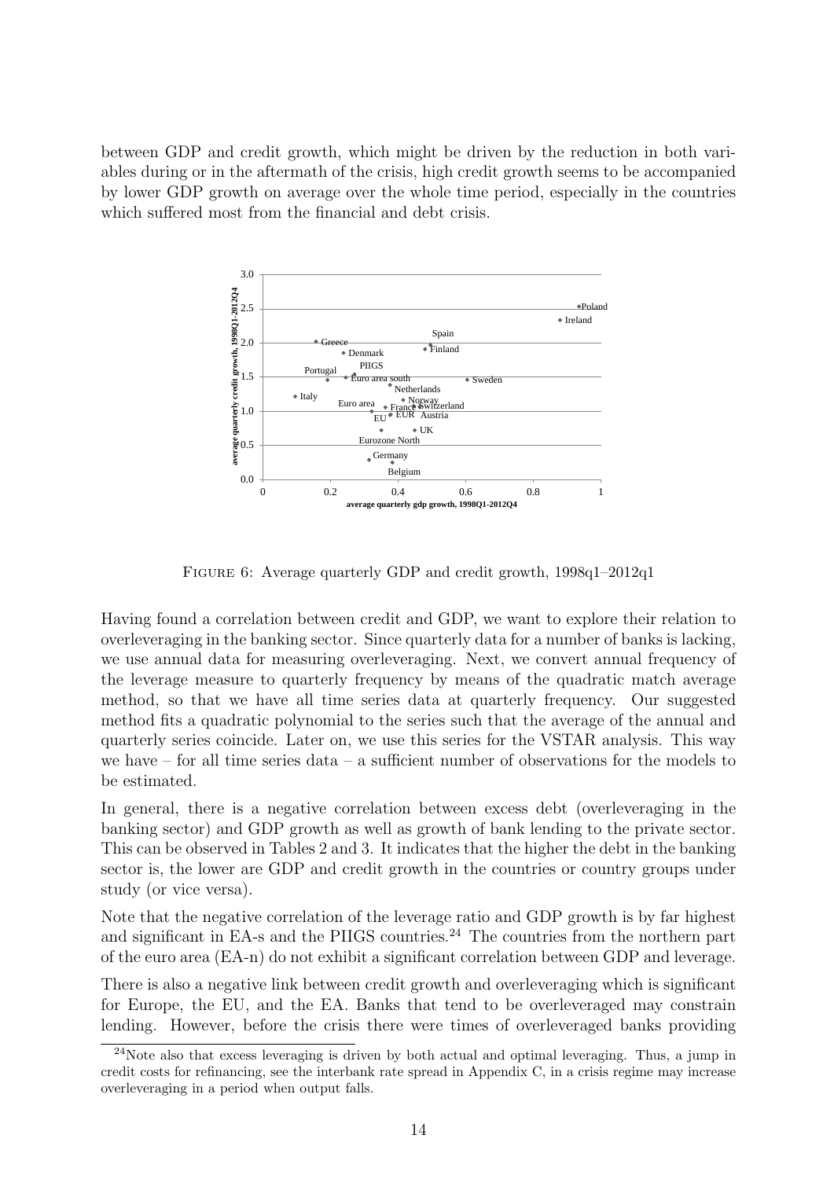between GDP and credit growth, which might be driven by the reduction in both variables during or in the aftermath of the crisis, high credit growth seems to be accompanied by lower GDP growth on average over the whole time period, especially in the countries which suffered most from the financial and debt crisis.

Figure 6: Average quarterly GDP and credit growth, 1998q1–2012q1

Having found a correlation between credit and GDP, we want to explore their relation to overleveraging in the banking sector. Since quarterly data for a number of banks is lacking, we use annual data for measuring overleveraging. Next, we convert annual frequency of the leverage measure to quarterly frequency by means of the quadratic match average method, so that we have all time series data at quarterly frequency. Our suggested method fits a quadratic polynomial to the series such that the average of the annual and quarterly series coincide. Later on, we use this series for the VSTAR analysis. This way we have – for all time series data – a sufficient number of observations for the models to be estimated.

In general, there is a negative correlation between excess debt (overleveraging in the banking sector) and GDP growth as well as growth of bank lending to the private sector. This can be observed in Tables 2 and 3. It indicates that the higher the debt in the banking sector is, the lower are GDP and credit growth in the countries or country groups under study (or vice versa).

Note that the negative correlation of the leverage ratio and GDP growth is by far highest and significant in EA-s and the PIIGS countries.[24] The countries from the northern part of the euro area (EA-n) do not exhibit a significant correlation between GDP and leverage.

There is also a negative link between credit growth and overleveraging which is significant for Europe, the EU, and the EA. Banks that tend to be overleveraged may constrain lending. However, before the crisis there were times of overleveraged banks providing

[24] Note also that excess leveraging is driven by both actual and optimal leveraging. Thus, a jump in credit costs for refinancing, see the interbank rate spread in Appendix C, in a crisis regime may increase overleveraging in a period when output falls.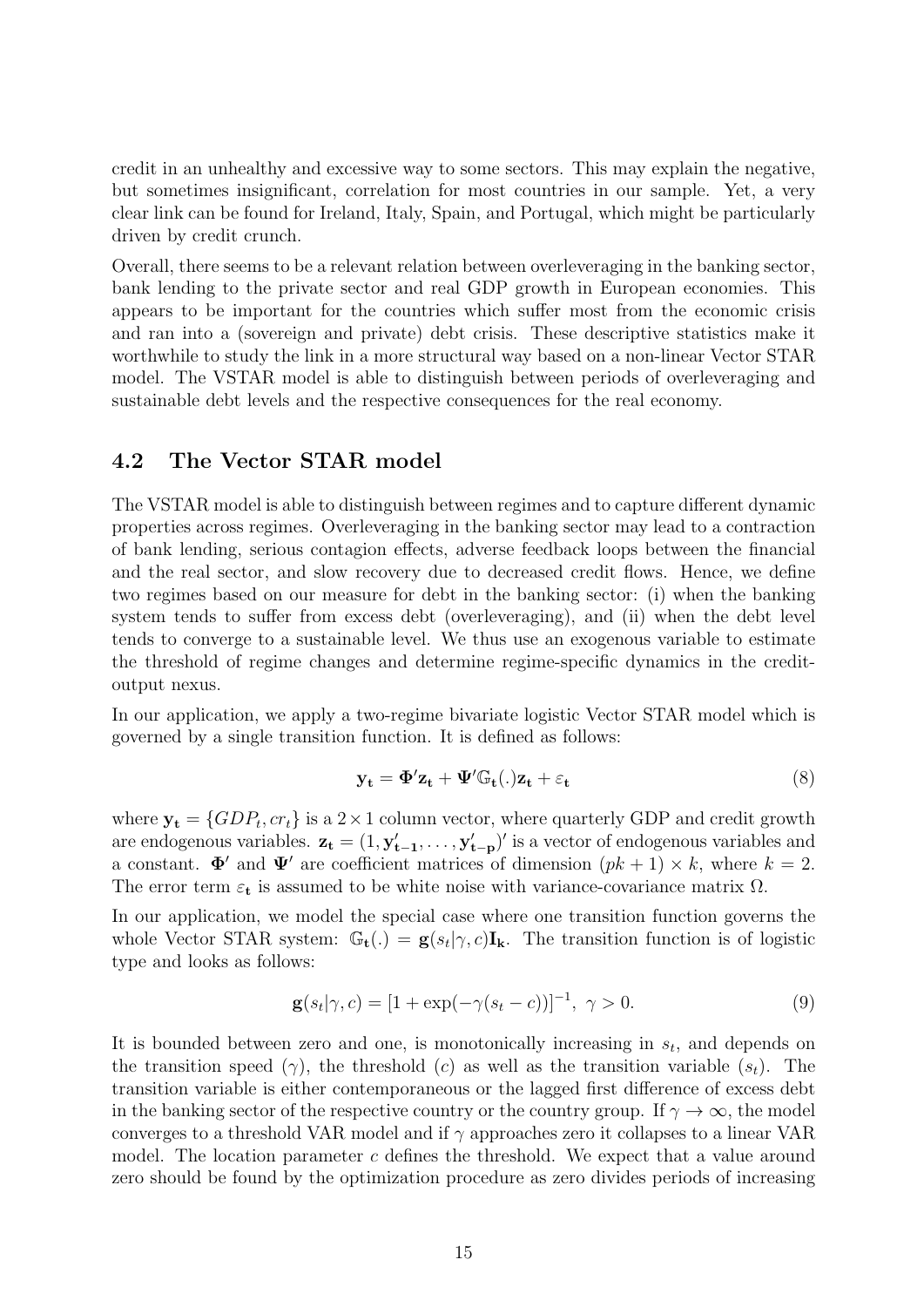credit in an unhealthy and excessive way to some sectors. This may explain the negative, but sometimes insignificant, correlation for most countries in our sample. Yet, a very clear link can be found for Ireland, Italy, Spain, and Portugal, which might be particularly driven by credit crunch.

Overall, there seems to be a relevant relation between overleveraging in the banking sector, bank lending to the private sector and real GDP growth in European economies. This appears to be important for the countries which suffer most from the economic crisis and ran into a (sovereign and private) debt crisis. These descriptive statistics make it worthwhile to study the link in a more structural way based on a non-linear Vector STAR model. The VSTAR model is able to distinguish between periods of overleveraging and sustainable debt levels and the respective consequences for the real economy.

## 4.2 The Vector STAR model

The VSTAR model is able to distinguish between regimes and to capture different dynamic properties across regimes. Overleveraging in the banking sector may lead to a contraction of bank lending, serious contagion effects, adverse feedback loops between the financial and the real sector, and slow recovery due to decreased credit flows. Hence, we define two regimes based on our measure for debt in the banking sector: (i) when the banking system tends to suffer from excess debt (overleveraging), and (ii) when the debt level tends to converge to a sustainable level. We thus use an exogenous variable to estimate the threshold of regime changes and determine regime-specific dynamics in the credit-output nexus.

In our application, we apply a two-regime bivariate logistic Vector STAR model which is governed by a single transition function. It is defined as follows:

$$\mathbf{y_t} = \mathbf{\Phi' z_t} + \mathbf{\Psi'} \mathbb{G}_\mathbf{t}(.) \mathbf{z_t} + \varepsilon_\mathbf{t} \tag{8}$$

where $\mathbf{y_t} = \{GDP_t, cr_t\}$ is a $2 \times 1$ column vector, where quarterly GDP and credit growth are endogenous variables. $\mathbf{z_t} = (1, \mathbf{y'_{t-1}}, \ldots, \mathbf{y'_{t-p}})'$ is a vector of endogenous variables and a constant. $\mathbf{\Phi'}$ and $\mathbf{\Psi'}$ are coefficient matrices of dimension $(pk+1) \times k$, where $k = 2$. The error term $\varepsilon_\mathbf{t}$ is assumed to be white noise with variance-covariance matrix $\Omega$.

In our application, we model the special case where one transition function governs the whole Vector STAR system: $\mathbb{G}_\mathbf{t}(.) = \mathbf{g}(s_t|\gamma, c)\mathbf{I_k}$. The transition function is of logistic type and looks as follows:

$$\mathbf{g}(s_t|\gamma, c) = [1 + \exp(-\gamma(s_t - c))]^{-1}, \ \gamma > 0. \tag{9}$$

It is bounded between zero and one, is monotonically increasing in $s_t$, and depends on the transition speed ($\gamma$), the threshold ($c$) as well as the transition variable ($s_t$). The transition variable is either contemporaneous or the lagged first difference of excess debt in the banking sector of the respective country or the country group. If $\gamma \to \infty$, the model converges to a threshold VAR model and if $\gamma$ approaches zero it collapses to a linear VAR model. The location parameter $c$ defines the threshold. We expect that a value around zero should be found by the optimization procedure as zero divides periods of increasing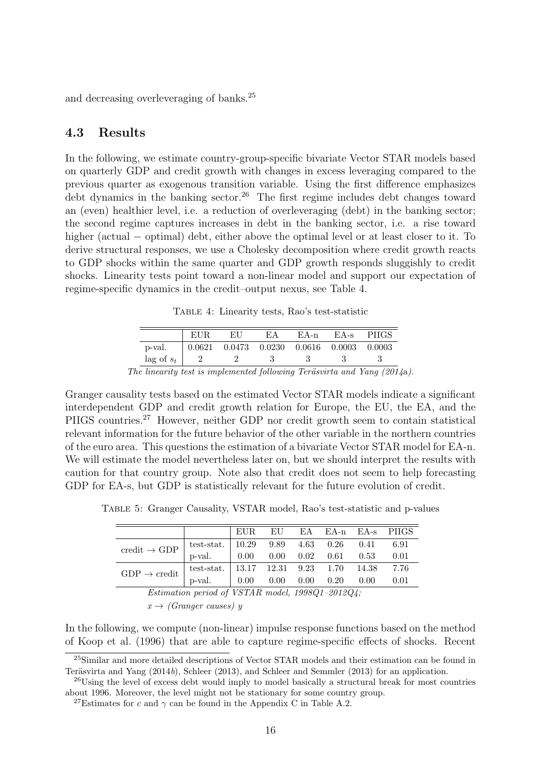and decreasing overleveraging of banks.[25]

## 4.3 Results

In the following, we estimate country-group-specific bivariate Vector STAR models based on quarterly GDP and credit growth with changes in excess leveraging compared to the previous quarter as exogenous transition variable. Using the first difference emphasizes debt dynamics in the banking sector.[26] The first regime includes debt changes toward an (even) healthier level, i.e. a reduction of overleveraging (debt) in the banking sector; the second regime captures increases in debt in the banking sector, i.e. a rise toward higher (actual − optimal) debt, either above the optimal level or at least closer to it. To derive structural responses, we use a Cholesky decomposition where credit growth reacts to GDP shocks within the same quarter and GDP growth responds sluggishly to credit shocks. Linearity tests point toward a non-linear model and support our expectation of regime-specific dynamics in the credit–output nexus, see Table 4.

Table 4: Linearity tests, Rao's test-statistic

| | EUR | EU | EA | EA-n | EA-s | PIIGS |
|---|---|---|---|---|---|---|
| p-val. | 0.0621 | 0.0473 | 0.0230 | 0.0616 | 0.0003 | 0.0003 |
| lag of $s_t$ | 2 | 2 | 3 | 3 | 3 | 3 |

*The linearity test is implemented following Teräsvirta and Yang (2014a).*

Granger causality tests based on the estimated Vector STAR models indicate a significant interdependent GDP and credit growth relation for Europe, the EU, the EA, and the PIIGS countries.[27] However, neither GDP nor credit growth seem to contain statistical relevant information for the future behavior of the other variable in the northern countries of the euro area. This questions the estimation of a bivariate Vector STAR model for EA-n. We will estimate the model nevertheless later on, but we should interpret the results with caution for that country group. Note also that credit does not seem to help forecasting GDP for EA-s, but GDP is statistically relevant for the future evolution of credit.

Table 5: Granger Causality, VSTAR model, Rao's test-statistic and p-values

| | | EUR | EU | EA | EA-n | EA-s | PIIGS |
|---|---|---|---|---|---|---|---|
| credit → GDP | test-stat. | 10.29 | 9.89 | 4.63 | 0.26 | 0.41 | 6.91 |
| | p-val. | 0.00 | 0.00 | 0.02 | 0.61 | 0.53 | 0.01 |
| GDP → credit | test-stat. | 13.17 | 12.31 | 9.23 | 1.70 | 14.38 | 7.76 |
| | p-val. | 0.00 | 0.00 | 0.00 | 0.20 | 0.00 | 0.01 |

*Estimation period of VSTAR model, 1998Q1–2012Q4;*

*$x \rightarrow$ (Granger causes) y*

In the following, we compute (non-linear) impulse response functions based on the method of Koop et al. (1996) that are able to capture regime-specific effects of shocks. Recent

[25] Similar and more detailed descriptions of Vector STAR models and their estimation can be found in Teräsvirta and Yang (2014b), Schleer (2013), and Schleer and Semmler (2013) for an application.

[26] Using the level of excess debt would imply to model basically a structural break for most countries about 1996. Moreover, the level might not be stationary for some country group.

[27] Estimates for $c$ and $\gamma$ can be found in the Appendix C in Table A.2.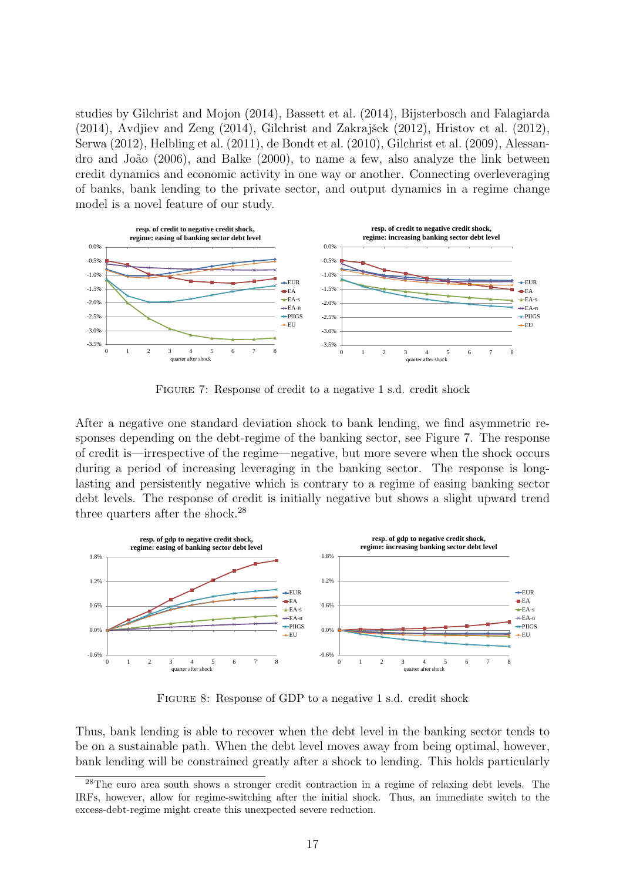studies by Gilchrist and Mojon (2014), Bassett et al. (2014), Bijsterbosch and Falagiarda (2014), Avdjiev and Zeng (2014), Gilchrist and Zakrajšek (2012), Hristov et al. (2012), Serwa (2012), Helbling et al. (2011), de Bondt et al. (2010), Gilchrist et al. (2009), Alessandro and João (2006), and Balke (2000), to name a few, also analyze the link between credit dynamics and economic activity in one way or another. Connecting overleveraging of banks, bank lending to the private sector, and output dynamics in a regime change model is a novel feature of our study.

Figure 7: Response of credit to a negative 1 s.d. credit shock

After a negative one standard deviation shock to bank lending, we find asymmetric responses depending on the debt-regime of the banking sector, see Figure 7. The response of credit is—irrespective of the regime—negative, but more severe when the shock occurs during a period of increasing leveraging in the banking sector. The response is long-lasting and persistently negative which is contrary to a regime of easing banking sector debt levels. The response of credit is initially negative but shows a slight upward trend three quarters after the shock.[28]

Figure 8: Response of GDP to a negative 1 s.d. credit shock

Thus, bank lending is able to recover when the debt level in the banking sector tends to be on a sustainable path. When the debt level moves away from being optimal, however, bank lending will be constrained greatly after a shock to lending. This holds particularly

[28] The euro area south shows a stronger credit contraction in a regime of relaxing debt levels. The IRFs, however, allow for regime-switching after the initial shock. Thus, an immediate switch to the excess-debt-regime might create this unexpected severe reduction.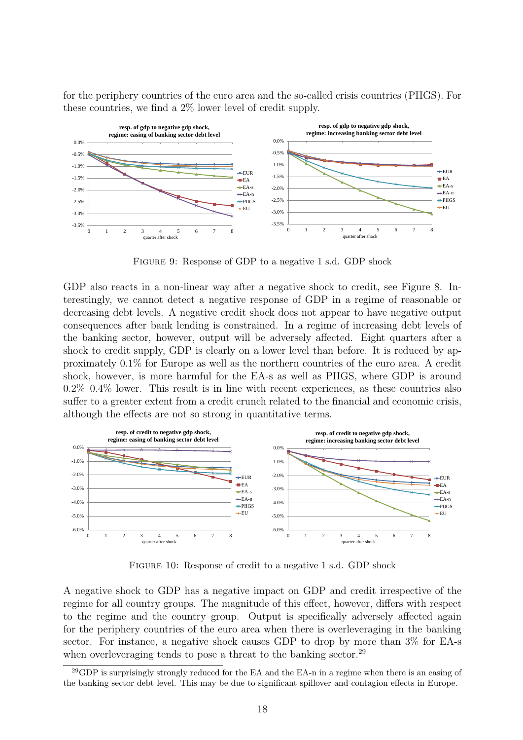for the periphery countries of the euro area and the so-called crisis countries (PIIGS). For these countries, we find a 2% lower level of credit supply.

FIGURE 9: Response of GDP to a negative 1 s.d. GDP shock

GDP also reacts in a non-linear way after a negative shock to credit, see Figure 8. Interestingly, we cannot detect a negative response of GDP in a regime of reasonable or decreasing debt levels. A negative credit shock does not appear to have negative output consequences after bank lending is constrained. In a regime of increasing debt levels of the banking sector, however, output will be adversely affected. Eight quarters after a shock to credit supply, GDP is clearly on a lower level than before. It is reduced by approximately 0.1% for Europe as well as the northern countries of the euro area. A credit shock, however, is more harmful for the EA-s as well as PIIGS, where GDP is around 0.2%–0.4% lower. This result is in line with recent experiences, as these countries also suffer to a greater extent from a credit crunch related to the financial and economic crisis, although the effects are not so strong in quantitative terms.

FIGURE 10: Response of credit to a negative 1 s.d. GDP shock

A negative shock to GDP has a negative impact on GDP and credit irrespective of the regime for all country groups. The magnitude of this effect, however, differs with respect to the regime and the country group. Output is specifically adversely affected again for the periphery countries of the euro area when there is overleveraging in the banking sector. For instance, a negative shock causes GDP to drop by more than 3% for EA-s when overleveraging tends to pose a threat to the banking sector.[29]

[29]GDP is surprisingly strongly reduced for the EA and the EA-n in a regime when there is an easing of the banking sector debt level. This may be due to significant spillover and contagion effects in Europe.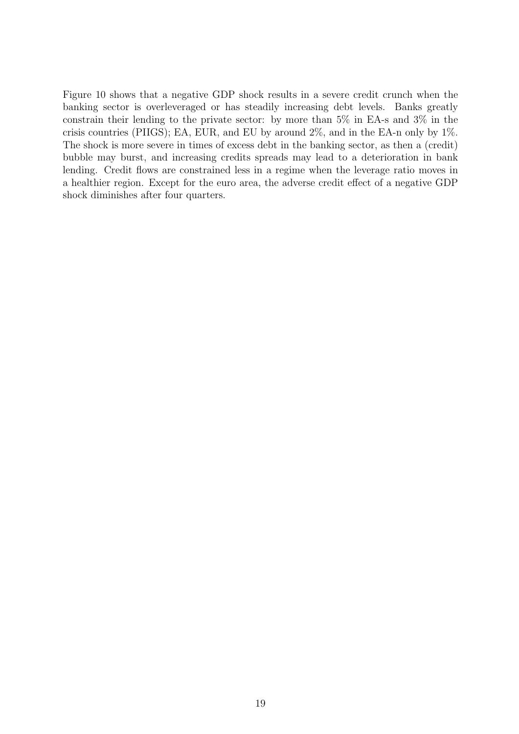Figure 10 shows that a negative GDP shock results in a severe credit crunch when the banking sector is overleveraged or has steadily increasing debt levels. Banks greatly constrain their lending to the private sector: by more than 5% in EA-s and 3% in the crisis countries (PIIGS); EA, EUR, and EU by around 2%, and in the EA-n only by 1%. The shock is more severe in times of excess debt in the banking sector, as then a (credit) bubble may burst, and increasing credits spreads may lead to a deterioration in bank lending. Credit flows are constrained less in a regime when the leverage ratio moves in a healthier region. Except for the euro area, the adverse credit effect of a negative GDP shock diminishes after four quarters.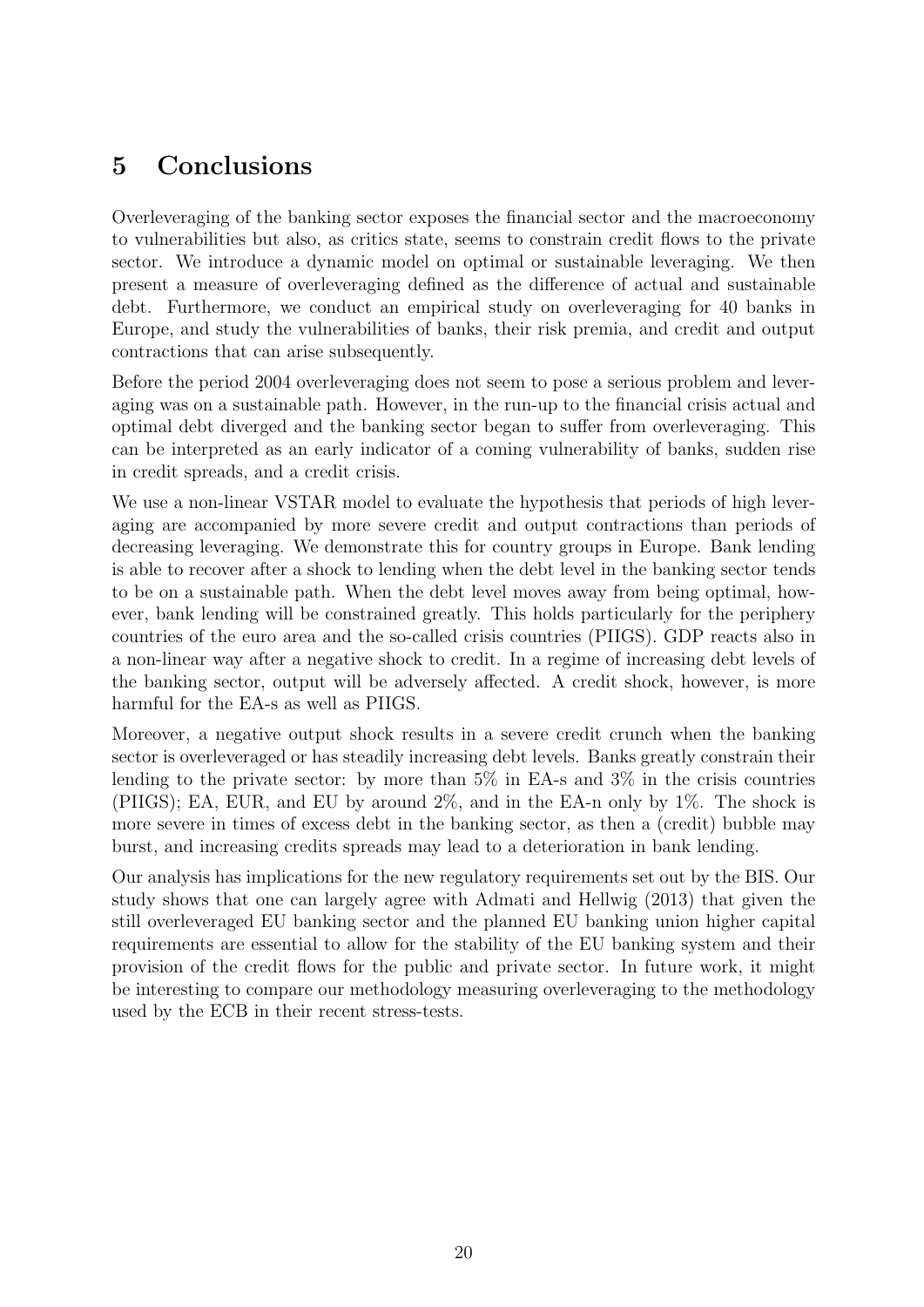## 5 Conclusions

Overleveraging of the banking sector exposes the financial sector and the macroeconomy to vulnerabilities but also, as critics state, seems to constrain credit flows to the private sector. We introduce a dynamic model on optimal or sustainable leveraging. We then present a measure of overleveraging defined as the difference of actual and sustainable debt. Furthermore, we conduct an empirical study on overleveraging for 40 banks in Europe, and study the vulnerabilities of banks, their risk premia, and credit and output contractions that can arise subsequently.

Before the period 2004 overleveraging does not seem to pose a serious problem and leveraging was on a sustainable path. However, in the run-up to the financial crisis actual and optimal debt diverged and the banking sector began to suffer from overleveraging. This can be interpreted as an early indicator of a coming vulnerability of banks, sudden rise in credit spreads, and a credit crisis.

We use a non-linear VSTAR model to evaluate the hypothesis that periods of high leveraging are accompanied by more severe credit and output contractions than periods of decreasing leveraging. We demonstrate this for country groups in Europe. Bank lending is able to recover after a shock to lending when the debt level in the banking sector tends to be on a sustainable path. When the debt level moves away from being optimal, however, bank lending will be constrained greatly. This holds particularly for the periphery countries of the euro area and the so-called crisis countries (PIIGS). GDP reacts also in a non-linear way after a negative shock to credit. In a regime of increasing debt levels of the banking sector, output will be adversely affected. A credit shock, however, is more harmful for the EA-s as well as PIIGS.

Moreover, a negative output shock results in a severe credit crunch when the banking sector is overleveraged or has steadily increasing debt levels. Banks greatly constrain their lending to the private sector: by more than 5% in EA-s and 3% in the crisis countries (PIIGS); EA, EUR, and EU by around 2%, and in the EA-n only by 1%. The shock is more severe in times of excess debt in the banking sector, as then a (credit) bubble may burst, and increasing credits spreads may lead to a deterioration in bank lending.

Our analysis has implications for the new regulatory requirements set out by the BIS. Our study shows that one can largely agree with Admati and Hellwig (2013) that given the still overleveraged EU banking sector and the planned EU banking union higher capital requirements are essential to allow for the stability of the EU banking system and their provision of the credit flows for the public and private sector. In future work, it might be interesting to compare our methodology measuring overleveraging to the methodology used by the ECB in their recent stress-tests.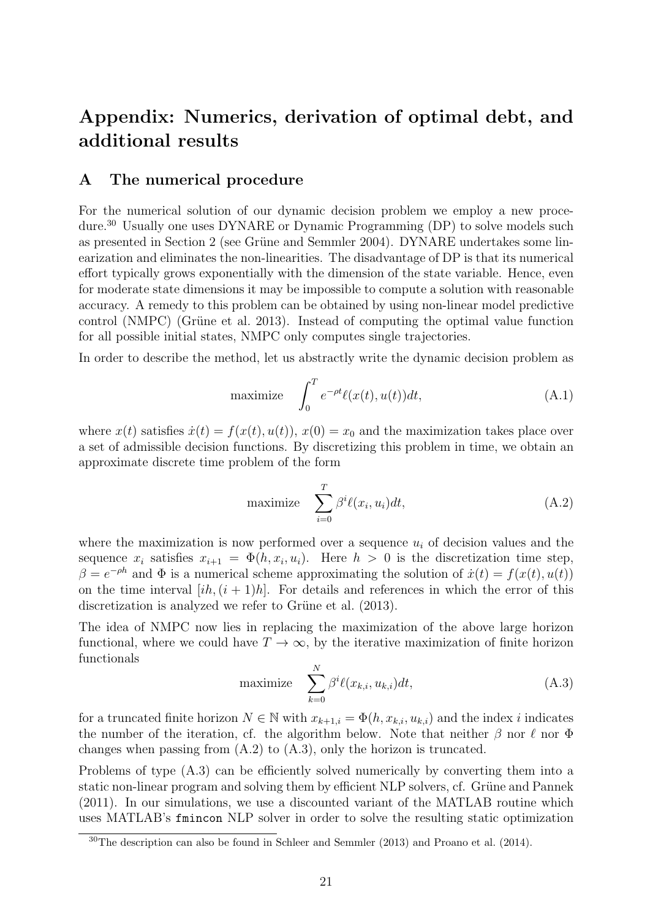# Appendix: Numerics, derivation of optimal debt, and additional results

## A The numerical procedure

For the numerical solution of our dynamic decision problem we employ a new procedure.[30] Usually one uses DYNARE or Dynamic Programming (DP) to solve models such as presented in Section 2 (see Grüne and Semmler 2004). DYNARE undertakes some linearization and eliminates the non-linearities. The disadvantage of DP is that its numerical effort typically grows exponentially with the dimension of the state variable. Hence, even for moderate state dimensions it may be impossible to compute a solution with reasonable accuracy. A remedy to this problem can be obtained by using non-linear model predictive control (NMPC) (Grüne et al. 2013). Instead of computing the optimal value function for all possible initial states, NMPC only computes single trajectories.

In order to describe the method, let us abstractly write the dynamic decision problem as

$$\text{maximize} \quad \int_0^T e^{-\rho t} \ell(x(t), u(t)) dt, \tag{A.1}$$

where $x(t)$ satisfies $\dot{x}(t) = f(x(t), u(t))$, $x(0) = x_0$ and the maximization takes place over a set of admissible decision functions. By discretizing this problem in time, we obtain an approximate discrete time problem of the form

$$\text{maximize} \quad \sum_{i=0}^{T} \beta^i \ell(x_i, u_i) dt, \tag{A.2}$$

where the maximization is now performed over a sequence $u_i$ of decision values and the sequence $x_i$ satisfies $x_{i+1} = \Phi(h, x_i, u_i)$. Here $h > 0$ is the discretization time step, $\beta = e^{-\rho h}$ and $\Phi$ is a numerical scheme approximating the solution of $\dot{x}(t) = f(x(t), u(t))$ on the time interval $[ih, (i+1)h]$. For details and references in which the error of this discretization is analyzed we refer to Grüne et al. (2013).

The idea of NMPC now lies in replacing the maximization of the above large horizon functional, where we could have $T \to \infty$, by the iterative maximization of finite horizon functionals

$$\text{maximize} \quad \sum_{k=0}^{N} \beta^i \ell(x_{k,i}, u_{k,i}) dt, \tag{A.3}$$

for a truncated finite horizon $N \in \mathbb{N}$ with $x_{k+1,i} = \Phi(h, x_{k,i}, u_{k,i})$ and the index $i$ indicates the number of the iteration, cf. the algorithm below. Note that neither $\beta$ nor $\ell$ nor $\Phi$ changes when passing from (A.2) to (A.3), only the horizon is truncated.

Problems of type (A.3) can be efficiently solved numerically by converting them into a static non-linear program and solving them by efficient NLP solvers, cf. Grüne and Pannek (2011). In our simulations, we use a discounted variant of the MATLAB routine which uses MATLAB's `fmincon` NLP solver in order to solve the resulting static optimization

[30] The description can also be found in Schleer and Semmler (2013) and Proano et al. (2014).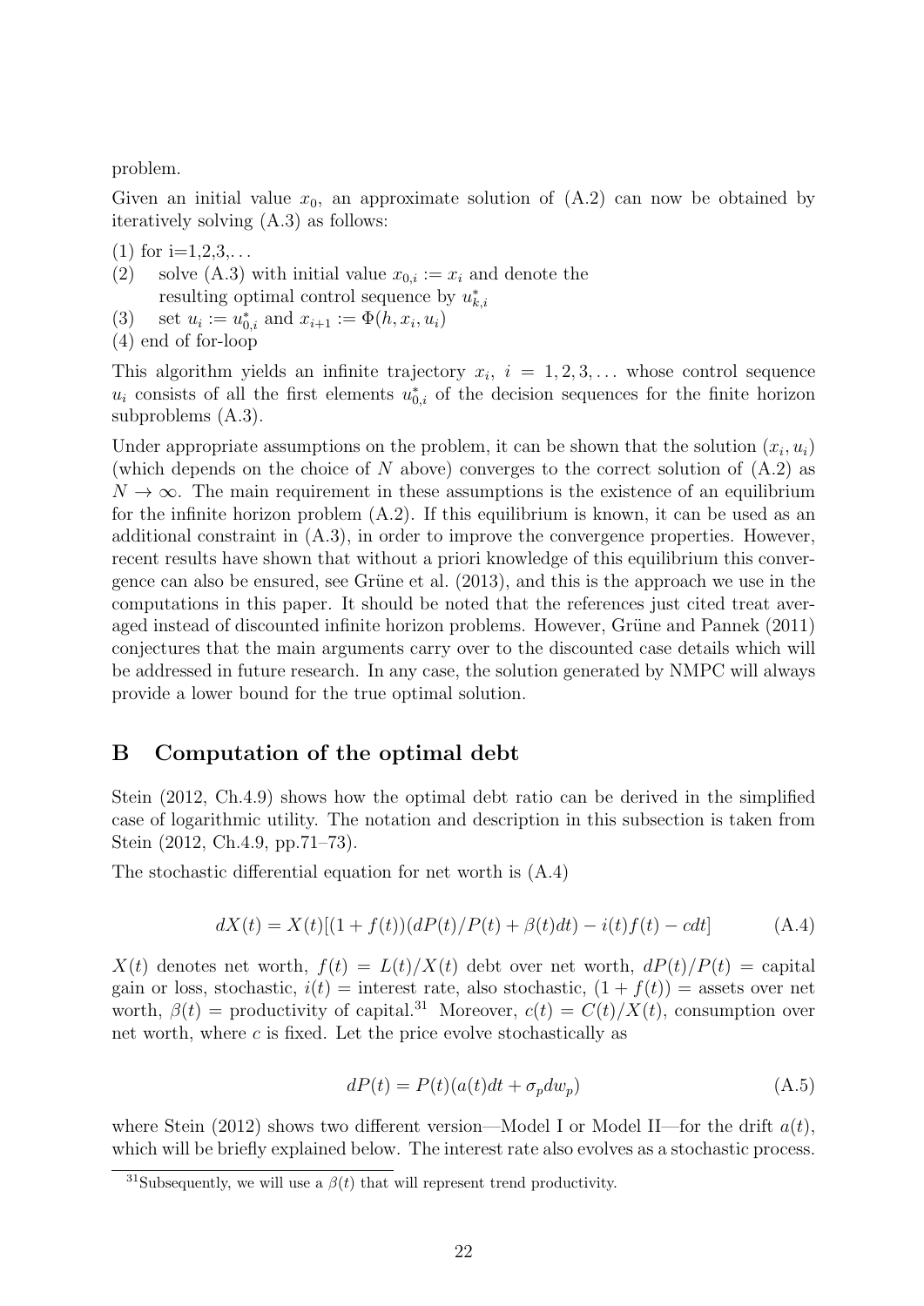problem.

Given an initial value $x_0$, an approximate solution of (A.2) can now be obtained by iteratively solving (A.3) as follows:

(1) for i=1,2,3,...
(2) solve (A.3) with initial value $x_{0,i} := x_i$ and denote the resulting optimal control sequence by $u^*_{k,i}$
(3) set $u_i := u^*_{0,i}$ and $x_{i+1} := \Phi(h, x_i, u_i)$
(4) end of for-loop

This algorithm yields an infinite trajectory $x_i$, $i = 1, 2, 3, \ldots$ whose control sequence $u_i$ consists of all the first elements $u^*_{0,i}$ of the decision sequences for the finite horizon subproblems (A.3).

Under appropriate assumptions on the problem, it can be shown that the solution $(x_i, u_i)$ (which depends on the choice of $N$ above) converges to the correct solution of (A.2) as $N \to \infty$. The main requirement in these assumptions is the existence of an equilibrium for the infinite horizon problem (A.2). If this equilibrium is known, it can be used as an additional constraint in (A.3), in order to improve the convergence properties. However, recent results have shown that without a priori knowledge of this equilibrium this convergence can also be ensured, see Grüne et al. (2013), and this is the approach we use in the computations in this paper. It should be noted that the references just cited treat averaged instead of discounted infinite horizon problems. However, Grüne and Pannek (2011) conjectures that the main arguments carry over to the discounted case details which will be addressed in future research. In any case, the solution generated by NMPC will always provide a lower bound for the true optimal solution.

## B Computation of the optimal debt

Stein (2012, Ch.4.9) shows how the optimal debt ratio can be derived in the simplified case of logarithmic utility. The notation and description in this subsection is taken from Stein (2012, Ch.4.9, pp.71–73).

The stochastic differential equation for net worth is (A.4)

$$dX(t) = X(t)[(1 + f(t))(dP(t)/P(t) + \beta(t)dt) - i(t)f(t) - cdt] \tag{A.4}$$

$X(t)$ denotes net worth, $f(t) = L(t)/X(t)$ debt over net worth, $dP(t)/P(t)$ = capital gain or loss, stochastic, $i(t)$ = interest rate, also stochastic, $(1 + f(t))$ = assets over net worth, $\beta(t)$ = productivity of capital.[31] Moreover, $c(t) = C(t)/X(t)$, consumption over net worth, where $c$ is fixed. Let the price evolve stochastically as

$$dP(t) = P(t)(a(t)dt + \sigma_p dw_p) \tag{A.5}$$

where Stein (2012) shows two different version—Model I or Model II—for the drift $a(t)$, which will be briefly explained below. The interest rate also evolves as a stochastic process.

[31] Subsequently, we will use a $\beta(t)$ that will represent trend productivity.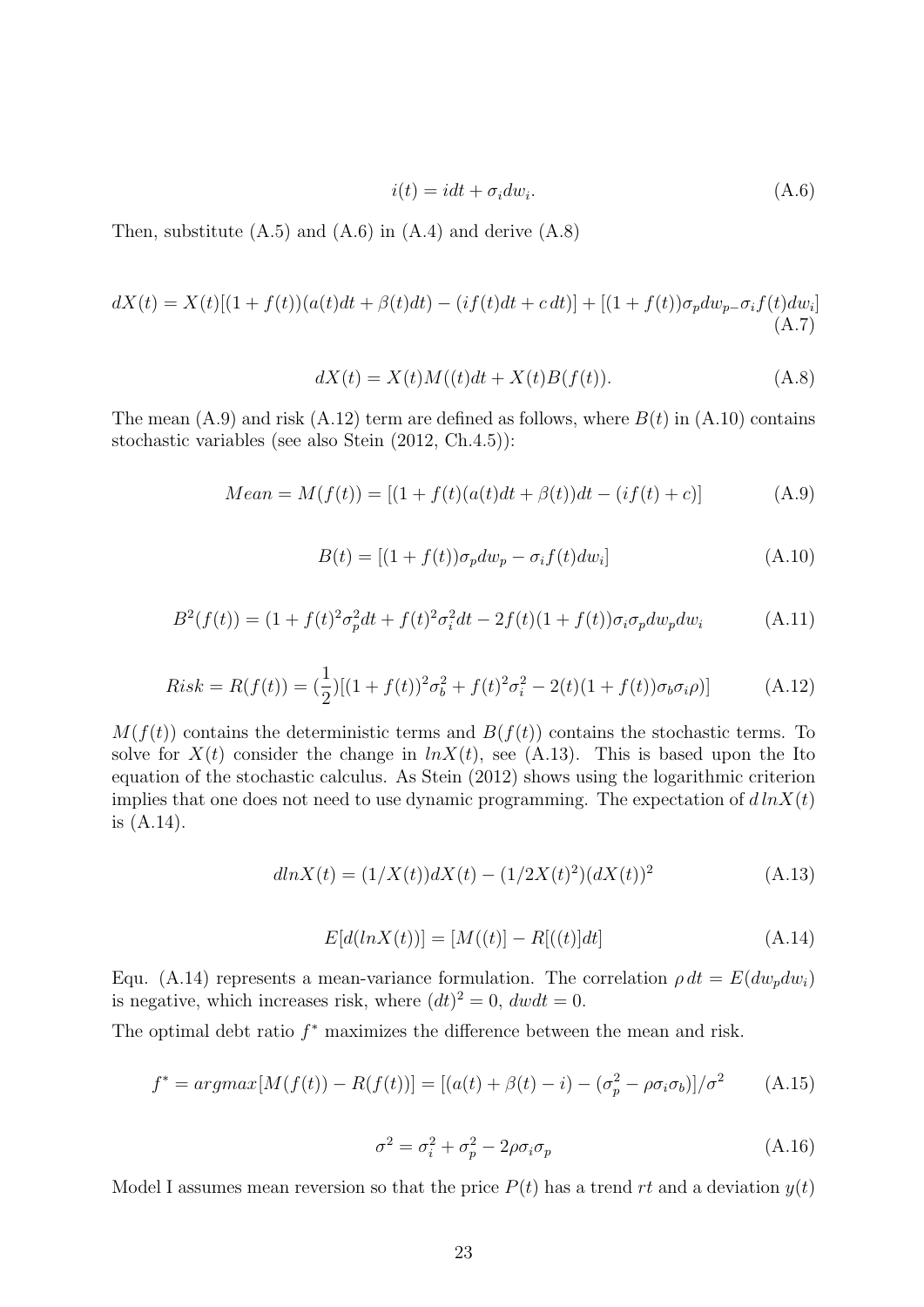$$i(t) = idt + \sigma_i dw_i. \tag{A.6}$$

Then, substitute (A.5) and (A.6) in (A.4) and derive (A.8)

$$dX(t) = X(t)[(1+f(t))(a(t)dt + \beta(t)dt) - (if(t)dt + c\,dt)] + [(1+f(t))\sigma_p dw_{p-}\sigma_i f(t)dw_i] \tag{A.7}$$

$$dX(t) = X(t)M((t)dt + X(t)B(f(t)). \tag{A.8}$$

The mean (A.9) and risk (A.12) term are defined as follows, where $B(t)$ in (A.10) contains stochastic variables (see also Stein (2012, Ch.4.5)):

$$Mean = M(f(t)) = [(1 + f(t)(a(t)dt + \beta(t))dt - (if(t) + c)] \tag{A.9}$$

$$B(t) = [(1+f(t))\sigma_p dw_p - \sigma_i f(t)dw_i] \tag{A.10}$$

$$B^2(f(t)) = (1 + f(t)^2\sigma_p^2 dt + f(t)^2\sigma_i^2 dt - 2f(t)(1+f(t))\sigma_i\sigma_p dw_p dw_i \tag{A.11}$$

$$Risk = R(f(t)) = (\frac{1}{2})[(1+f(t))^2\sigma_b^2 + f(t)^2\sigma_i^2 - 2(t)(1+f(t))\sigma_b\sigma_i\rho)] \tag{A.12}$$

$M(f(t))$ contains the deterministic terms and $B(f(t))$ contains the stochastic terms. To solve for $X(t)$ consider the change in $lnX(t)$, see (A.13). This is based upon the Ito equation of the stochastic calculus. As Stein (2012) shows using the logarithmic criterion implies that one does not need to use dynamic programming. The expectation of $d\,lnX(t)$ is (A.14).

$$dlnX(t) = (1/X(t))dX(t) - (1/2X(t)^2)(dX(t))^2 \tag{A.13}$$

$$E[d(lnX(t))] = [M((t)] - R[((t)]dt] \tag{A.14}$$

Equ. (A.14) represents a mean-variance formulation. The correlation $\rho\, dt = E(dw_p dw_i)$ is negative, which increases risk, where $(dt)^2 = 0$, $dwdt = 0$.

The optimal debt ratio $f^*$ maximizes the difference between the mean and risk.

$$f^* = argmax[M(f(t)) - R(f(t))] = [(a(t) + \beta(t) - i) - (\sigma_p^2 - \rho\sigma_i\sigma_b)]/\sigma^2 \tag{A.15}$$

$$\sigma^2 = \sigma_i^2 + \sigma_p^2 - 2\rho\sigma_i\sigma_p \tag{A.16}$$

Model I assumes mean reversion so that the price $P(t)$ has a trend $rt$ and a deviation $y(t)$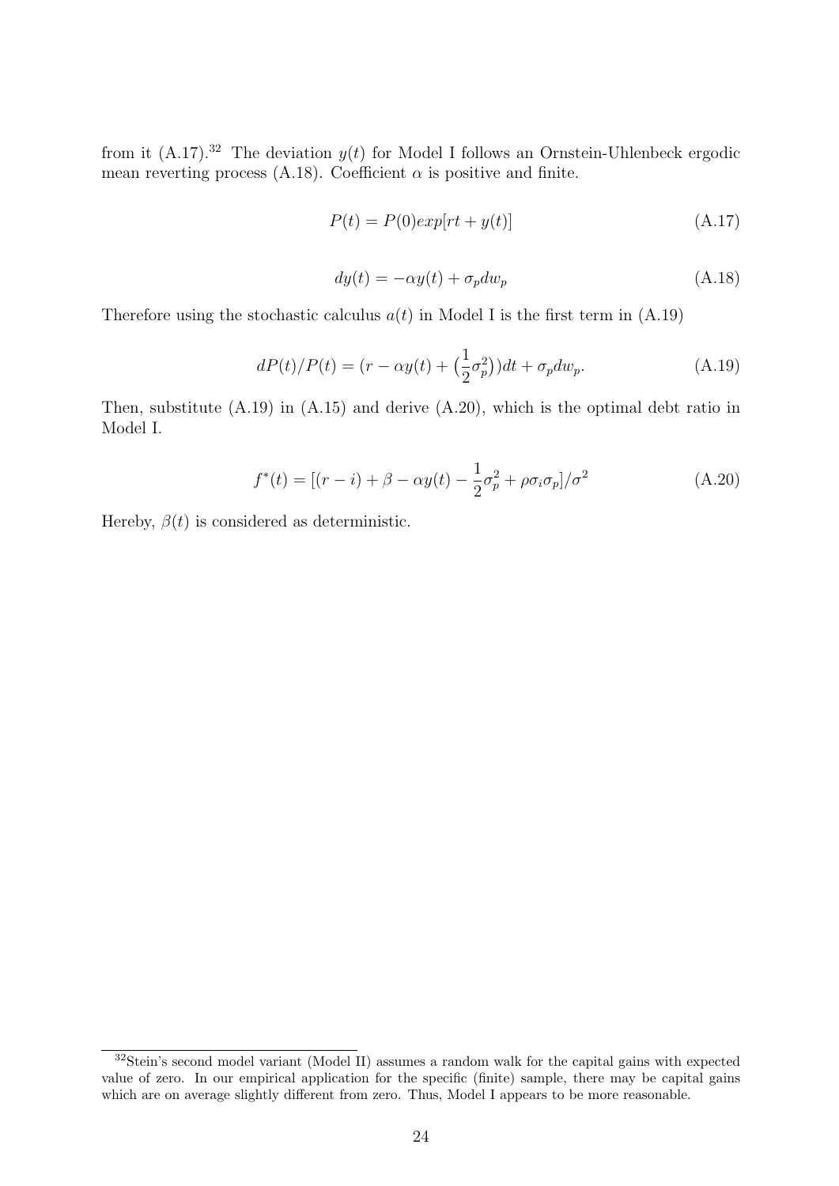from it (A.17).[32] The deviation $y(t)$ for Model I follows an Ornstein-Uhlenbeck ergodic mean reverting process (A.18). Coefficient $\alpha$ is positive and finite.

$$P(t) = P(0)exp[rt + y(t)] \tag{A.17}$$

$$dy(t) = -\alpha y(t) + \sigma_p dw_p \tag{A.18}$$

Therefore using the stochastic calculus $a(t)$ in Model I is the first term in (A.19)

$$dP(t)/P(t) = (r - \alpha y(t) + \big(\frac{1}{2}\sigma_p^2\big))dt + \sigma_p dw_p. \tag{A.19}$$

Then, substitute (A.19) in (A.15) and derive (A.20), which is the optimal debt ratio in Model I.

$$f^*(t) = [(r - i) + \beta - \alpha y(t) - \frac{1}{2}\sigma_p^2 + \rho\sigma_i\sigma_p]/\sigma^2 \tag{A.20}$$

Hereby, $\beta(t)$ is considered as deterministic.

[32] Stein's second model variant (Model II) assumes a random walk for the capital gains with expected value of zero. In our empirical application for the specific (finite) sample, there may be capital gains which are on average slightly different from zero. Thus, Model I appears to be more reasonable.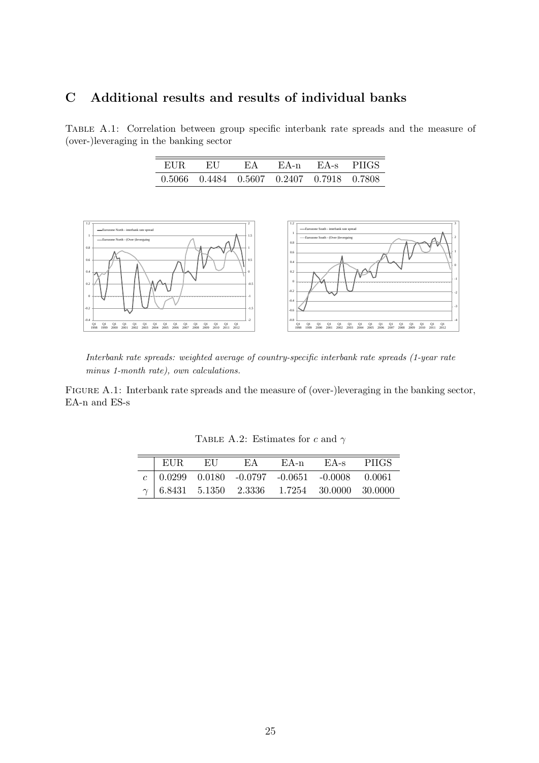## C Additional results and results of individual banks

TABLE A.1: Correlation between group specific interbank rate spreads and the measure of (over-)leveraging in the banking sector

| EUR | EU | EA | EA-n | EA-s | PIIGS |
|---|---|---|---|---|---|
| 0.5066 | 0.4484 | 0.5607 | 0.2407 | 0.7918 | 0.7808 |

*Interbank rate spreads: weighted average of country-specific interbank rate spreads (1-year rate minus 1-month rate), own calculations.*

FIGURE A.1: Interbank rate spreads and the measure of (over-)leveraging in the banking sector, EA-n and ES-s

TABLE A.2: Estimates for $c$ and $\gamma$

| | EUR | EU | EA | EA-n | EA-s | PIIGS |
|---|---|---|---|---|---|---|
| $c$ | 0.0299 | 0.0180 | -0.0797 | -0.0651 | -0.0008 | 0.0061 |
| $\gamma$ | 6.8431 | 5.1350 | 2.3336 | 1.7254 | 30.0000 | 30.0000 |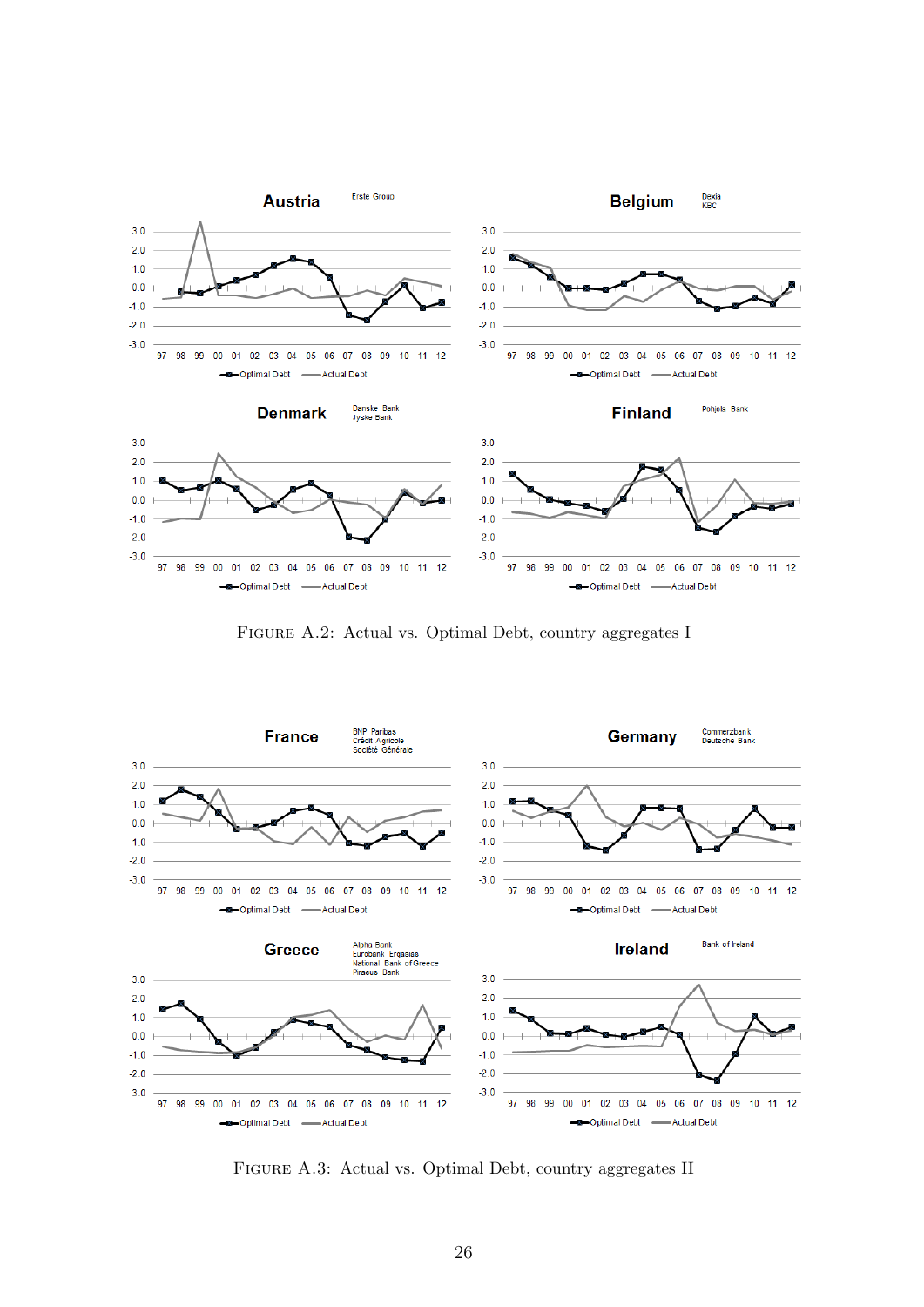FIGURE A.2: Actual vs. Optimal Debt, country aggregates I

FIGURE A.3: Actual vs. Optimal Debt, country aggregates II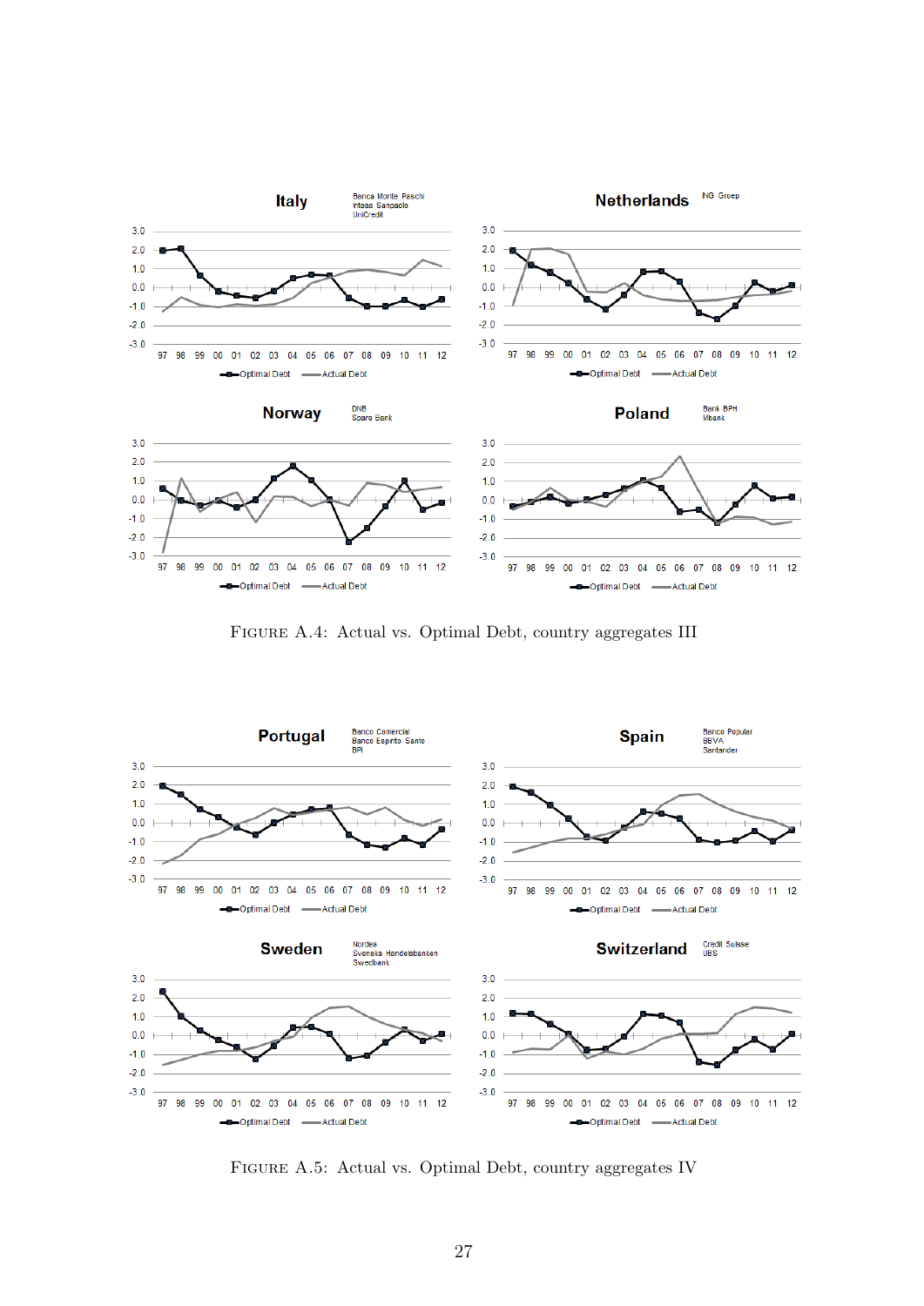**Italy** (Banca Monte Paschi, Intesa Sanpaolo, UniCredit)

**Netherlands** (ING Groep)

**Norway** (DNB, Spare Bank)

**Poland** (Bank BPH, Mbank)

Figure A.4: Actual vs. Optimal Debt, country aggregates III

**Portugal** (Banco Comercial, Banco Espirito Santo, BPI)

**Spain** (Banco Popular, BBVA, Santander)

**Sweden** (Nordea, Svenska Handelsbanken, Swedbank)

**Switzerland** (Credit Suisse, UBS)

Figure A.5: Actual vs. Optimal Debt, country aggregates IV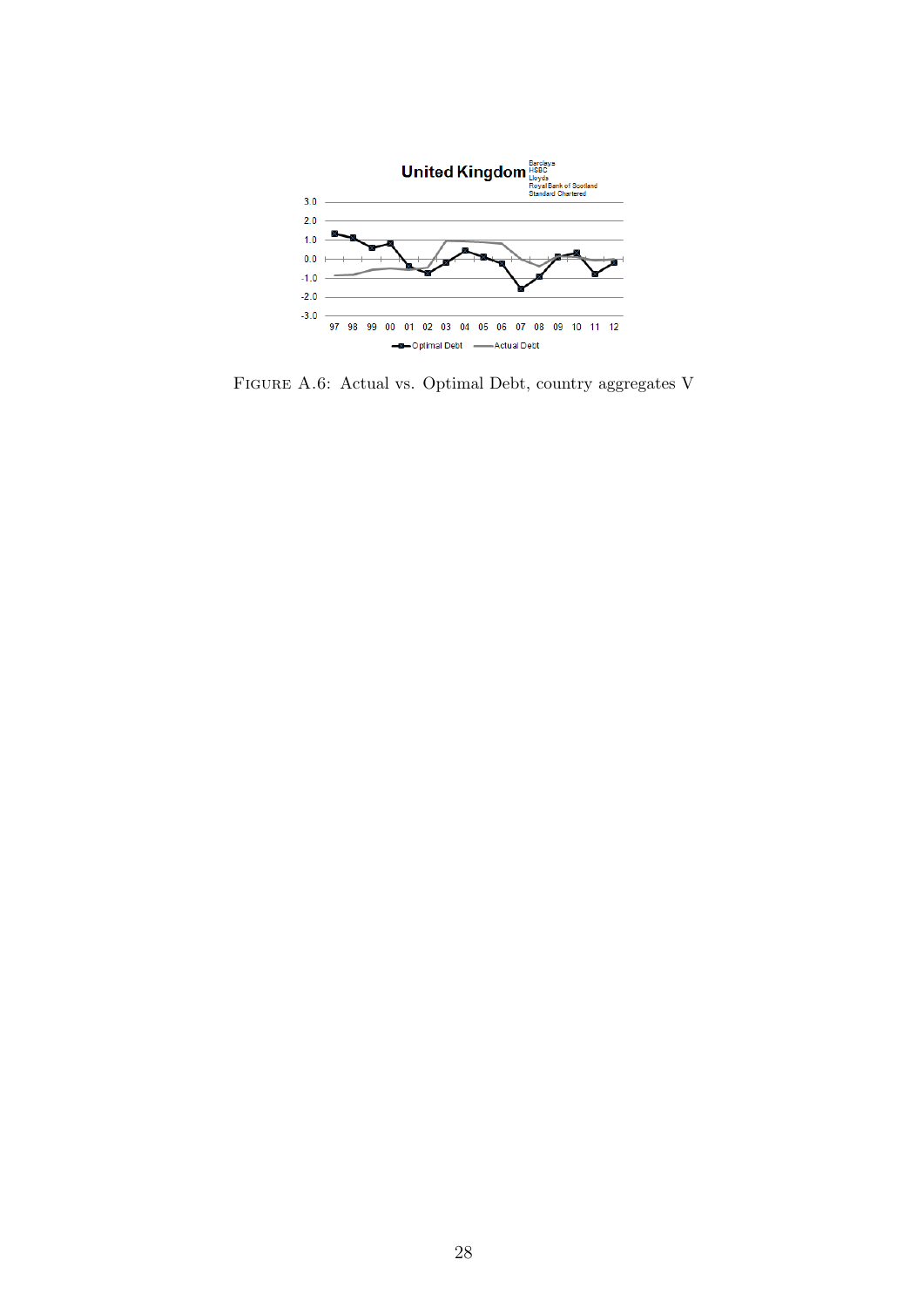United Kingdom

Barclays
HSBC
Lloyds
Royal Bank of Scotland
Standard Chartered

FIGURE A.6: Actual vs. Optimal Debt, country aggregates V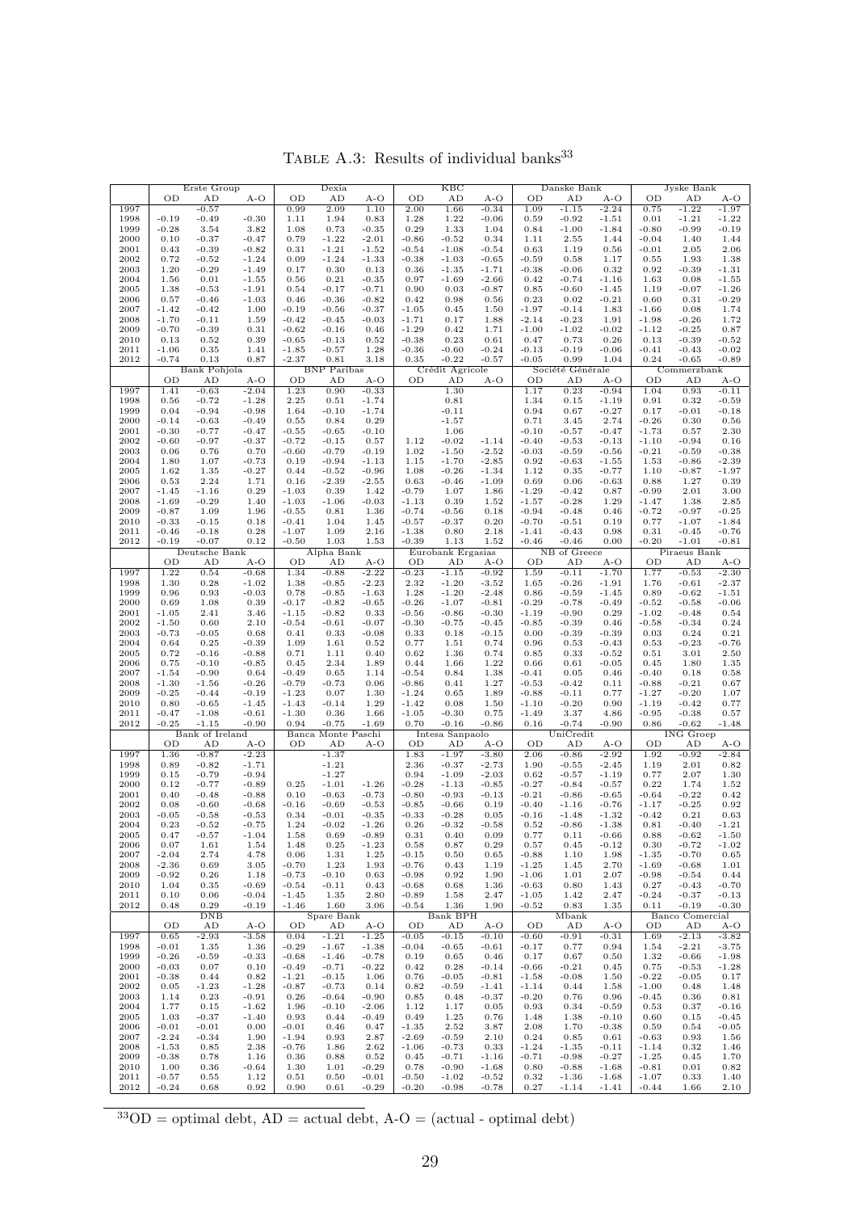Table A.3: Results of individual banks[33]

| | Erste Group | | | Dexia | | | KBC | | | Danske Bank | | | Jyske Bank | | |
|---|---|---|---|---|---|---|---|---|---|---|---|---|---|---|---|
| | OD | AD | A-O | OD | AD | A-O | OD | AD | A-O | OD | AD | A-O | OD | AD | A-O |
| 1997 | | -0.57 | | 0.99 | 2.09 | 1.10 | 2.00 | 1.66 | -0.34 | 1.09 | -1.15 | -2.24 | 0.75 | -1.22 | -1.97 |
| 1998 | -0.19 | -0.49 | -0.30 | 1.11 | 1.94 | 0.83 | 1.28 | 1.22 | -0.06 | 0.59 | -0.92 | -1.51 | 0.01 | -1.21 | -1.22 |
| 1999 | -0.28 | 3.54 | 3.82 | 1.08 | 0.73 | -0.35 | 0.29 | 1.33 | 1.04 | 0.84 | -1.00 | -1.84 | -0.80 | -0.99 | -0.19 |
| 2000 | 0.10 | -0.37 | -0.47 | 0.79 | -1.22 | -2.01 | -0.86 | -0.52 | 0.34 | 1.11 | 2.55 | 1.44 | -0.04 | 1.40 | 1.44 |
| 2001 | 0.43 | -0.39 | -0.82 | 0.31 | -1.21 | -1.52 | -0.54 | -1.08 | -0.54 | 0.63 | 1.19 | 0.56 | -0.01 | 2.05 | 2.06 |
| 2002 | 0.72 | -0.52 | -1.24 | 0.09 | -1.24 | -1.33 | -0.38 | -1.03 | -0.65 | -0.59 | 0.58 | 1.17 | 0.55 | 1.93 | 1.38 |
| 2003 | 1.20 | -0.29 | -1.49 | 0.17 | 0.30 | 0.13 | 0.36 | -1.35 | -1.71 | -0.38 | -0.06 | 0.32 | 0.92 | -0.39 | -1.31 |
| 2004 | 1.56 | 0.01 | -1.55 | 0.56 | 0.21 | -0.35 | 0.97 | -1.69 | -2.66 | 0.42 | -0.74 | -1.16 | 1.63 | 0.08 | -1.55 |
| 2005 | 1.38 | -0.53 | -1.91 | 0.54 | -0.17 | -0.71 | 0.90 | 0.03 | -0.87 | 0.85 | -0.60 | -1.45 | 1.19 | -0.07 | -1.26 |
| 2006 | 0.57 | -0.46 | -1.03 | 0.46 | -0.36 | -0.82 | 0.42 | 0.98 | 0.56 | 0.23 | 0.02 | -0.21 | 0.60 | 0.31 | -0.29 |
| 2007 | -1.42 | -0.42 | 1.00 | -0.19 | -0.56 | -0.37 | -1.05 | 0.45 | 1.50 | -1.97 | -0.14 | 1.83 | -1.66 | 0.08 | 1.74 |
| 2008 | -1.70 | -0.11 | 1.59 | -0.42 | -0.45 | -0.03 | -1.71 | 0.17 | 1.88 | -2.14 | -0.23 | 1.91 | -1.98 | -0.26 | 1.72 |
| 2009 | -0.70 | -0.39 | 0.31 | -0.62 | -0.16 | 0.46 | -1.29 | 0.42 | 1.71 | -1.00 | -1.02 | -0.02 | -1.12 | -0.25 | 0.87 |
| 2010 | 0.13 | 0.52 | 0.39 | -0.65 | -0.13 | 0.52 | -0.38 | 0.23 | 0.61 | 0.47 | 0.73 | 0.26 | 0.13 | -0.39 | -0.52 |
| 2011 | -1.06 | 0.35 | 1.41 | -1.85 | -0.57 | 1.28 | -0.36 | -0.60 | -0.24 | -0.13 | -0.19 | -0.06 | -0.41 | -0.43 | -0.02 |
| 2012 | -0.74 | 0.13 | 0.87 | -2.37 | 0.81 | 3.18 | 0.35 | -0.22 | -0.57 | -0.05 | 0.99 | 1.04 | 0.24 | -0.65 | -0.89 |
| | Bank Pohjola | | | BNP Paribas | | | Crédit Agricole | | | Société Générale | | | Commerzbank | | |
| | OD | AD | A-O | OD | AD | A-O | OD | AD | A-O | OD | AD | A-O | OD | AD | A-O |
| 1997 | 1.41 | -0.63 | -2.04 | 1.23 | 0.90 | -0.33 | | 1.30 | | 1.17 | 0.23 | -0.94 | 1.04 | 0.93 | -0.11 |
| 1998 | 0.56 | -0.72 | -1.28 | 2.25 | 0.51 | -1.74 | | 0.81 | | 1.34 | 0.15 | -1.19 | 0.91 | 0.32 | -0.59 |
| 1999 | 0.04 | -0.94 | -0.98 | 1.64 | -0.10 | -1.74 | | -0.11 | | 0.94 | 0.67 | -0.27 | 0.17 | -0.01 | -0.18 |
| 2000 | -0.14 | -0.63 | -0.49 | 0.55 | 0.84 | 0.29 | | -1.57 | | 0.71 | 3.45 | 2.74 | -0.26 | 0.30 | 0.56 |
| 2001 | -0.30 | -0.77 | -0.47 | -0.55 | -0.65 | -0.10 | | 1.06 | | -0.10 | -0.57 | -0.47 | -1.73 | 0.57 | 2.30 |
| 2002 | -0.60 | -0.97 | -0.37 | -0.72 | -0.15 | 0.57 | 1.12 | -0.02 | -1.14 | -0.40 | -0.53 | -0.13 | -1.10 | -0.94 | 0.16 |
| 2003 | 0.06 | 0.76 | 0.70 | -0.60 | -0.79 | -0.19 | 1.02 | -1.50 | -2.52 | -0.03 | -0.59 | -0.56 | -0.21 | -0.59 | -0.38 |
| 2004 | 1.80 | 1.07 | -0.73 | 0.19 | -0.94 | -1.13 | 1.15 | -1.70 | -2.85 | 0.92 | -0.63 | -1.55 | 1.53 | -0.86 | -2.39 |
| 2005 | 1.62 | 1.35 | -0.27 | 0.44 | -0.52 | -0.96 | 1.08 | -0.26 | -1.34 | 1.12 | 0.35 | -0.77 | 1.10 | -0.87 | -1.97 |
| 2006 | 0.53 | 2.24 | 1.71 | 0.16 | -2.39 | -2.55 | 0.63 | -0.46 | -1.09 | 0.69 | 0.06 | -0.63 | 0.88 | 1.27 | 0.39 |
| 2007 | -1.45 | -1.16 | 0.29 | -1.03 | 0.39 | 1.42 | -0.79 | 1.07 | 1.86 | -1.29 | -0.42 | 0.87 | -0.99 | 2.01 | 3.00 |
| 2008 | -1.69 | -0.29 | 1.40 | -1.03 | -1.06 | -0.03 | -1.13 | 0.39 | 1.52 | -1.57 | -0.28 | 1.29 | -1.47 | 1.38 | 2.85 |
| 2009 | -0.87 | 1.09 | 1.96 | -0.55 | 0.81 | 1.36 | -0.74 | -0.56 | 0.18 | -0.94 | -0.48 | 0.46 | -0.72 | -0.97 | -0.25 |
| 2010 | -0.33 | -0.15 | 0.18 | -0.41 | 1.04 | 1.45 | -0.57 | -0.37 | 0.20 | -0.70 | -0.51 | 0.19 | 0.77 | -1.07 | -1.84 |
| 2011 | -0.46 | -0.18 | 0.28 | -1.07 | 1.09 | 2.16 | -1.38 | 0.80 | 2.18 | -1.41 | -0.43 | 0.98 | 0.31 | -0.45 | -0.76 |
| 2012 | -0.19 | -0.07 | 0.12 | -0.50 | 1.03 | 1.53 | -0.39 | 1.13 | 1.52 | -0.46 | -0.46 | 0.00 | -0.20 | -1.01 | -0.81 |
| | Deutsche Bank | | | Alpha Bank | | | Eurobank Ergasias | | | NB of Greece | | | Piraeus Bank | | |
| | OD | AD | A-O | OD | AD | A-O | OD | AD | A-O | OD | AD | A-O | OD | AD | A-O |
| 1997 | 1.22 | 0.54 | -0.68 | 1.34 | -0.88 | -2.22 | -0.23 | -1.15 | -0.92 | 1.59 | -0.11 | -1.70 | 1.77 | -0.53 | -2.30 |
| 1998 | 1.30 | 0.28 | -1.02 | 1.38 | -0.85 | -2.23 | 2.32 | -1.20 | -3.52 | 1.65 | -0.26 | -1.91 | 1.76 | -0.61 | -2.37 |
| 1999 | 0.96 | 0.93 | -0.03 | 0.78 | -0.85 | -1.63 | 1.28 | -1.20 | -2.48 | 0.86 | -0.59 | -1.45 | 0.89 | -0.62 | -1.51 |
| 2000 | 0.69 | 1.08 | 0.39 | -0.17 | -0.82 | -0.65 | -0.26 | -1.07 | -0.81 | -0.29 | -0.78 | -0.49 | -0.52 | -0.58 | -0.06 |
| 2001 | -1.05 | 2.41 | 3.46 | -1.15 | -0.82 | 0.33 | -0.56 | -0.86 | -0.30 | -1.19 | -0.90 | 0.29 | -1.02 | -0.48 | 0.54 |
| 2002 | -1.50 | 0.60 | 2.10 | -0.54 | -0.61 | -0.07 | -0.30 | -0.75 | -0.45 | -0.85 | -0.39 | 0.46 | -0.58 | -0.34 | 0.24 |
| 2003 | -0.73 | -0.05 | 0.68 | 0.41 | 0.33 | -0.08 | 0.33 | 0.18 | -0.15 | 0.00 | -0.39 | -0.39 | 0.03 | 0.24 | 0.21 |
| 2004 | 0.64 | 0.25 | -0.39 | 1.09 | 1.61 | 0.52 | 0.77 | 1.51 | 0.74 | 0.96 | 0.53 | -0.43 | 0.53 | -0.23 | -0.76 |
| 2005 | 0.72 | -0.16 | -0.88 | 0.71 | 1.11 | 0.40 | 0.62 | 1.36 | 0.74 | 0.85 | 0.33 | -0.52 | 0.51 | 3.01 | 2.50 |
| 2006 | 0.75 | -0.10 | -0.85 | 0.45 | 2.34 | 1.89 | 0.44 | 1.66 | 1.22 | 0.66 | 0.61 | -0.05 | 0.45 | 1.80 | 1.35 |
| 2007 | -1.54 | -0.90 | 0.64 | -0.49 | 0.65 | 1.14 | -0.54 | 0.84 | 1.38 | -0.41 | 0.05 | 0.46 | -0.40 | 0.18 | 0.58 |
| 2008 | -1.30 | -1.56 | -0.26 | -0.79 | -0.73 | 0.06 | -0.86 | 0.41 | 1.27 | -0.53 | -0.42 | 0.11 | -0.88 | -0.21 | 0.67 |
| 2009 | -0.25 | -0.44 | -0.19 | -1.23 | 0.07 | 1.30 | -1.24 | 0.65 | 1.89 | -0.88 | -0.11 | 0.77 | -1.27 | -0.20 | 1.07 |
| 2010 | 0.80 | -0.65 | -1.45 | -1.43 | -0.14 | 1.29 | -1.42 | 0.08 | 1.50 | -1.10 | -0.20 | 0.90 | -1.19 | -0.42 | 0.77 |
| 2011 | -0.47 | -1.08 | -0.61 | -1.30 | 0.36 | 1.66 | -1.05 | -0.30 | 0.75 | -1.49 | 3.37 | 4.86 | -0.95 | -0.38 | 0.57 |
| 2012 | -0.25 | -1.15 | -0.90 | 0.94 | -0.75 | -1.69 | 0.70 | -0.16 | -0.86 | 0.16 | -0.74 | -0.90 | 0.86 | -0.62 | -1.48 |
| | Bank of Ireland | | | Banca Monte Paschi | | | Intesa Sanpaolo | | | UniCredit | | | ING Groep | | |
| | OD | AD | A-O | OD | AD | A-O | OD | AD | A-O | OD | AD | A-O | OD | AD | A-O |
| 1997 | 1.36 | -0.87 | -2.23 | | -1.37 | | 1.83 | -1.97 | -3.80 | 2.06 | -0.86 | -2.92 | 1.92 | -0.92 | -2.84 |
| 1998 | 0.89 | -0.82 | -1.71 | | -1.21 | | 2.36 | -0.37 | -2.73 | 1.90 | -0.55 | -2.45 | 1.19 | 2.01 | 0.82 |
| 1999 | 0.15 | -0.79 | -0.94 | | -1.27 | | 0.94 | -1.09 | -2.03 | 0.62 | -0.57 | -1.19 | 0.77 | 2.07 | 1.30 |
| 2000 | 0.12 | -0.77 | -0.89 | 0.25 | -1.01 | -1.26 | -0.28 | -1.13 | -0.85 | -0.27 | -0.84 | -0.57 | 0.22 | 1.74 | 1.52 |
| 2001 | 0.40 | -0.48 | -0.88 | 0.10 | -0.63 | -0.73 | -0.80 | -0.93 | -0.13 | -0.21 | -0.86 | -0.65 | -0.64 | -0.22 | 0.42 |
| 2002 | 0.08 | -0.60 | -0.68 | -0.16 | -0.69 | -0.53 | -0.85 | -0.66 | 0.19 | -0.40 | -1.16 | -0.76 | -1.17 | -0.25 | 0.92 |
| 2003 | -0.05 | -0.58 | -0.53 | 0.34 | -0.01 | -0.35 | -0.33 | -0.28 | 0.05 | -0.16 | -1.48 | -1.32 | -0.42 | 0.21 | 0.63 |
| 2004 | 0.23 | -0.52 | -0.75 | 1.24 | -0.02 | -1.26 | 0.26 | -0.32 | -0.58 | -0.52 | -0.86 | -1.38 | 0.81 | -0.40 | -1.21 |
| 2005 | 0.47 | -0.57 | -1.04 | 1.58 | 0.69 | -0.89 | 0.31 | 0.40 | 0.09 | 0.77 | 0.11 | -0.66 | 0.88 | -0.62 | -1.50 |
| 2006 | 0.07 | 1.61 | 1.54 | 1.48 | 0.25 | -1.23 | 0.58 | 0.87 | 0.29 | 0.57 | 0.45 | -0.12 | 0.30 | -0.72 | -1.02 |
| 2007 | -2.04 | 2.74 | 4.78 | 0.06 | 1.31 | 1.25 | -0.15 | 0.50 | 0.65 | -0.88 | 1.10 | 1.98 | -1.35 | -0.70 | 0.65 |
| 2008 | -2.36 | 0.69 | 3.05 | -0.70 | 1.23 | 1.93 | -0.76 | 0.43 | 1.19 | -1.25 | 1.45 | 2.70 | -1.69 | -0.68 | 1.01 |
| 2009 | -0.92 | 0.26 | 1.18 | -0.73 | -0.10 | 0.63 | -0.98 | 0.92 | 1.90 | -1.06 | 1.01 | 2.07 | -0.98 | -0.54 | 0.44 |
| 2010 | 1.04 | 0.35 | -0.69 | -0.54 | -0.11 | 0.43 | -0.68 | 0.68 | 1.36 | -0.63 | 0.80 | 1.43 | 0.27 | -0.43 | -0.70 |
| 2011 | 0.10 | 0.06 | -0.04 | -1.45 | 1.35 | 2.80 | -0.89 | 1.58 | 2.47 | -1.05 | 1.42 | 2.47 | -0.24 | -0.37 | -0.13 |
| 2012 | 0.48 | 0.29 | -0.19 | -1.46 | 1.60 | 3.06 | -0.54 | 1.36 | 1.90 | -0.52 | 0.83 | 1.35 | 0.11 | -0.19 | -0.30 |
| | DNB | | | Spare Bank | | | Bank BPH | | | Mbank | | | Banco Comercial | | |
| | OD | AD | A-O | OD | AD | A-O | OD | AD | A-O | OD | AD | A-O | OD | AD | A-O |
| 1997 | 0.65 | -2.93 | -3.58 | 0.04 | -1.21 | -1.25 | -0.05 | -0.15 | -0.10 | -0.60 | -0.91 | -0.31 | 1.69 | -2.13 | -3.82 |
| 1998 | -0.01 | 1.35 | 1.36 | -0.29 | -1.67 | -1.38 | -0.04 | -0.65 | -0.61 | -0.17 | 0.77 | 0.94 | 1.54 | -2.21 | -3.75 |
| 1999 | -0.26 | -0.59 | -0.33 | -0.68 | -1.46 | -0.78 | 0.19 | 0.65 | 0.46 | 0.17 | 0.67 | 0.50 | 1.32 | -0.66 | -1.98 |
| 2000 | -0.03 | 0.07 | 0.10 | -0.49 | -0.71 | -0.22 | 0.42 | 0.28 | -0.14 | -0.66 | -0.21 | 0.45 | 0.75 | -0.53 | -1.28 |
| 2001 | -0.38 | 0.44 | 0.82 | -1.21 | -0.15 | 1.06 | 0.76 | -0.05 | -0.81 | -1.58 | -0.08 | 1.50 | -0.22 | -0.05 | 0.17 |
| 2002 | 0.05 | -1.23 | -1.28 | -0.87 | -0.73 | 0.14 | 0.82 | -0.59 | -1.41 | -1.14 | 0.44 | 1.58 | -1.00 | 0.48 | 1.48 |
| 2003 | 1.14 | 0.23 | -0.91 | 0.26 | -0.64 | -0.90 | 0.85 | 0.48 | -0.37 | -0.20 | 0.76 | 0.96 | -0.45 | 0.36 | 0.81 |
| 2004 | 1.77 | 0.15 | -1.62 | 1.96 | -0.10 | -2.06 | 1.12 | 1.17 | 0.05 | 0.93 | 0.34 | -0.59 | 0.53 | 0.37 | -0.16 |
| 2005 | 1.03 | -0.37 | -1.40 | 0.93 | 0.44 | -0.49 | 0.49 | 1.25 | 0.76 | 1.48 | 1.38 | -0.10 | 0.60 | 0.15 | -0.45 |
| 2006 | -0.01 | -0.01 | 0.00 | -0.01 | 0.46 | 0.47 | -1.35 | 2.52 | 3.87 | 2.08 | 1.70 | -0.38 | 0.59 | 0.54 | -0.05 |
| 2007 | -2.24 | -0.34 | 1.90 | -1.94 | 0.93 | 2.87 | -2.69 | -0.59 | 2.10 | 0.24 | 0.85 | 0.61 | -0.63 | 0.93 | 1.56 |
| 2008 | -1.53 | 0.85 | 2.38 | -0.76 | 1.86 | 2.62 | -1.06 | -0.73 | 0.33 | -1.24 | -1.35 | -0.11 | -1.14 | 0.32 | 1.46 |
| 2009 | -0.38 | 0.78 | 1.16 | 0.36 | 0.88 | 0.52 | 0.45 | -0.71 | -1.16 | -0.71 | -0.98 | -0.27 | -1.25 | 0.45 | 1.70 |
| 2010 | 1.00 | 0.36 | -0.64 | 1.30 | 1.01 | -0.29 | 0.78 | -0.90 | -1.68 | 0.80 | -0.88 | -1.68 | -0.81 | 0.01 | 0.82 |
| 2011 | -0.57 | 0.55 | 1.12 | 0.51 | 0.50 | -0.01 | -0.50 | -1.02 | -0.52 | 0.32 | -1.36 | -1.68 | -1.07 | 0.33 | 1.40 |
| 2012 | -0.24 | 0.68 | 0.92 | 0.90 | 0.61 | -0.29 | -0.20 | -0.98 | -0.78 | 0.27 | -1.14 | -1.41 | -0.44 | 1.66 | 2.10 |

[33] OD = optimal debt, AD = actual debt, A-O = (actual - optimal debt)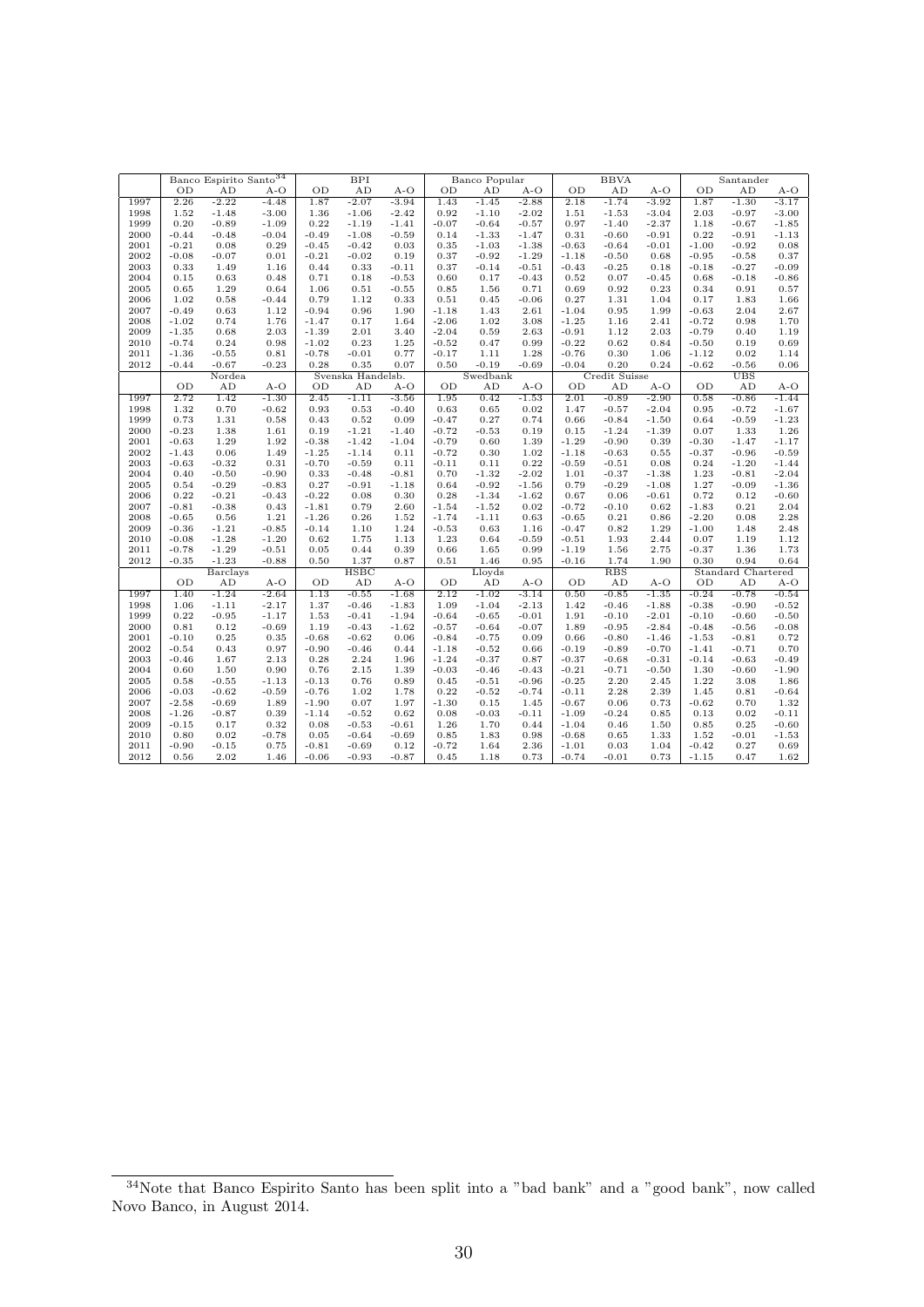| | Banco Espirito Santo[34] | | | BPI | | | Banco Popular | | | BBVA | | | Santander | | |
|---|---|---|---|---|---|---|---|---|---|---|---|---|---|---|---|
| | OD | AD | A-O | OD | AD | A-O | OD | AD | A-O | OD | AD | A-O | OD | AD | A-O |
| 1997 | 2.26 | -2.22 | -4.48 | 1.87 | -2.07 | -3.94 | 1.43 | -1.45 | -2.88 | 2.18 | -1.74 | -3.92 | 1.87 | -1.30 | -3.17 |
| 1998 | 1.52 | -1.48 | -3.00 | 1.36 | -1.06 | -2.42 | 0.92 | -1.10 | -2.02 | 1.51 | -1.53 | -3.04 | 2.03 | -0.97 | -3.00 |
| 1999 | 0.20 | -0.89 | -1.09 | 0.22 | -1.19 | -1.41 | -0.07 | -0.64 | -0.57 | 0.97 | -1.40 | -2.37 | 1.18 | -0.67 | -1.85 |
| 2000 | -0.44 | -0.48 | -0.04 | -0.49 | -1.08 | -0.59 | 0.14 | -1.33 | -1.47 | 0.31 | -0.60 | -0.91 | 0.22 | -0.91 | -1.13 |
| 2001 | -0.21 | 0.08 | 0.29 | -0.45 | -0.42 | 0.03 | 0.35 | -1.03 | -1.38 | -0.63 | -0.64 | -0.01 | -1.00 | -0.92 | 0.08 |
| 2002 | -0.08 | -0.07 | 0.01 | -0.21 | -0.02 | 0.19 | 0.37 | -0.92 | -1.29 | -1.18 | -0.50 | 0.68 | -0.95 | -0.58 | 0.37 |
| 2003 | 0.33 | 1.49 | 1.16 | 0.44 | 0.33 | -0.11 | 0.37 | -0.14 | -0.51 | -0.43 | -0.25 | 0.18 | -0.18 | -0.27 | -0.09 |
| 2004 | 0.15 | 0.63 | 0.48 | 0.71 | 0.18 | -0.53 | 0.60 | 0.17 | -0.43 | 0.52 | 0.07 | -0.45 | 0.68 | -0.18 | -0.86 |
| 2005 | 0.65 | 1.29 | 0.64 | 1.06 | 0.51 | -0.55 | 0.85 | 1.56 | 0.71 | 0.69 | 0.92 | 0.23 | 0.34 | 0.91 | 0.57 |
| 2006 | 1.02 | 0.58 | -0.44 | 0.79 | 1.12 | 0.33 | 0.51 | 0.45 | -0.06 | 0.27 | 1.31 | 1.04 | 0.17 | 1.83 | 1.66 |
| 2007 | -0.49 | 0.63 | 1.12 | -0.94 | 0.96 | 1.90 | -1.18 | 1.43 | 2.61 | -1.04 | 0.95 | 1.99 | -0.63 | 2.04 | 2.67 |
| 2008 | -1.02 | 0.74 | 1.76 | -1.47 | 0.17 | 1.64 | -2.06 | 1.02 | 3.08 | -1.25 | 1.16 | 2.41 | -0.72 | 0.98 | 1.70 |
| 2009 | -1.35 | 0.68 | 2.03 | -1.39 | 2.01 | 3.40 | -2.04 | 0.59 | 2.63 | -0.91 | 1.12 | 2.03 | -0.79 | 0.40 | 1.19 |
| 2010 | -0.74 | 0.24 | 0.98 | -1.02 | 0.23 | 1.25 | -0.52 | 0.47 | 0.99 | -0.22 | 0.62 | 0.84 | -0.50 | 0.19 | 0.69 |
| 2011 | -1.36 | -0.55 | 0.81 | -0.78 | -0.01 | 0.77 | -0.17 | 1.11 | 1.28 | -0.76 | 0.30 | 1.06 | -1.12 | 0.02 | 1.14 |
| 2012 | -0.44 | -0.67 | -0.23 | 0.28 | 0.35 | 0.07 | 0.50 | -0.19 | -0.69 | -0.04 | 0.20 | 0.24 | -0.62 | -0.56 | 0.06 |
| | Nordea | | | Svenska Handelsb. | | | Swedbank | | | Credit Suisse | | | UBS | | |
| | OD | AD | A-O | OD | AD | A-O | OD | AD | A-O | OD | AD | A-O | OD | AD | A-O |
| 1997 | 2.72 | 1.42 | -1.30 | 2.45 | -1.11 | -3.56 | 1.95 | 0.42 | -1.53 | 2.01 | -0.89 | -2.90 | 0.58 | -0.86 | -1.44 |
| 1998 | 1.32 | 0.70 | -0.62 | 0.93 | 0.53 | -0.40 | 0.63 | 0.65 | 0.02 | 1.47 | -0.57 | -2.04 | 0.95 | -0.72 | -1.67 |
| 1999 | 0.73 | 1.31 | 0.58 | 0.43 | 0.52 | 0.09 | -0.47 | 0.27 | 0.74 | 0.66 | -0.84 | -1.50 | 0.64 | -0.59 | -1.23 |
| 2000 | -0.23 | 1.38 | 1.61 | 0.19 | -1.21 | -1.40 | -0.72 | -0.53 | 0.19 | 0.15 | -1.24 | -1.39 | 0.07 | 1.33 | 1.26 |
| 2001 | -0.63 | 1.29 | 1.92 | -0.38 | -1.42 | -1.04 | -0.79 | 0.60 | 1.39 | -1.29 | -0.90 | 0.39 | -0.30 | -1.47 | -1.17 |
| 2002 | -1.43 | 0.06 | 1.49 | -1.25 | -1.14 | 0.11 | -0.72 | 0.30 | 1.02 | -1.18 | -0.63 | 0.55 | -0.37 | -0.96 | -0.59 |
| 2003 | -0.63 | -0.32 | 0.31 | -0.70 | -0.59 | 0.11 | -0.11 | 0.11 | 0.22 | -0.59 | -0.51 | 0.08 | 0.24 | -1.20 | -1.44 |
| 2004 | 0.40 | -0.50 | -0.90 | 0.33 | -0.48 | -0.81 | 0.70 | -1.32 | -2.02 | 1.01 | -0.37 | -1.38 | 1.23 | -0.81 | -2.04 |
| 2005 | 0.54 | -0.29 | -0.83 | 0.27 | -0.91 | -1.18 | 0.64 | -0.92 | -1.56 | 0.79 | -0.29 | -1.08 | 1.27 | -0.09 | -1.36 |
| 2006 | 0.22 | -0.21 | -0.43 | -0.22 | 0.08 | 0.30 | 0.28 | -1.34 | -1.62 | 0.67 | 0.06 | -0.61 | 0.72 | 0.12 | -0.60 |
| 2007 | -0.81 | -0.38 | 0.43 | -1.81 | 0.79 | 2.60 | -1.54 | -1.52 | 0.02 | -0.72 | -0.10 | 0.62 | -1.83 | 0.21 | 2.04 |
| 2008 | -0.65 | 0.56 | 1.21 | -1.26 | 0.26 | 1.52 | -1.74 | -1.11 | 0.63 | -0.65 | 0.21 | 0.86 | -2.20 | 0.08 | 2.28 |
| 2009 | -0.36 | -1.21 | -0.85 | -0.14 | 1.10 | 1.24 | -0.53 | 0.63 | 1.16 | -0.47 | 0.82 | 1.29 | -1.00 | 1.48 | 2.48 |
| 2010 | -0.08 | -1.28 | -1.20 | 0.62 | 1.75 | 1.13 | 1.23 | 0.64 | -0.59 | -0.51 | 1.93 | 2.44 | 0.07 | 1.19 | 1.12 |
| 2011 | -0.78 | -1.29 | -0.51 | 0.05 | 0.44 | 0.39 | 0.66 | 1.65 | 0.99 | -1.19 | 1.56 | 2.75 | -0.37 | 1.36 | 1.73 |
| 2012 | -0.35 | -1.23 | -0.88 | 0.50 | 1.37 | 0.87 | 0.51 | 1.46 | 0.95 | -0.16 | 1.74 | 1.90 | 0.30 | 0.94 | 0.64 |
| | Barclays | | | HSBC | | | Lloyds | | | RBS | | | Standard Chartered | | |
| | OD | AD | A-O | OD | AD | A-O | OD | AD | A-O | OD | AD | A-O | OD | AD | A-O |
| 1997 | 1.40 | -1.24 | -2.64 | 1.13 | -0.55 | -1.68 | 2.12 | -1.02 | -3.14 | 0.50 | -0.85 | -1.35 | -0.24 | -0.78 | -0.54 |
| 1998 | 1.06 | -1.11 | -2.17 | 1.37 | -0.46 | -1.83 | 1.09 | -1.04 | -2.13 | 1.42 | -0.46 | -1.88 | -0.38 | -0.90 | -0.52 |
| 1999 | 0.22 | -0.95 | -1.17 | 1.53 | -0.41 | -1.94 | -0.64 | -0.65 | -0.01 | 1.91 | -0.10 | -2.01 | -0.10 | -0.60 | -0.50 |
| 2000 | 0.81 | 0.12 | -0.69 | 1.19 | -0.43 | -1.62 | -0.57 | -0.64 | -0.07 | 1.89 | -0.95 | -2.84 | -0.48 | -0.56 | -0.08 |
| 2001 | -0.10 | 0.25 | 0.35 | -0.68 | -0.62 | 0.06 | -0.84 | -0.75 | 0.09 | 0.66 | -0.80 | -1.46 | -1.53 | -0.81 | 0.72 |
| 2002 | -0.54 | 0.43 | 0.97 | -0.90 | -0.46 | 0.44 | -1.18 | -0.52 | 0.66 | -0.19 | -0.89 | -0.70 | -1.41 | -0.71 | 0.70 |
| 2003 | -0.46 | 1.67 | 2.13 | 0.28 | 2.24 | 1.96 | -1.24 | -0.37 | 0.87 | -0.37 | -0.68 | -0.31 | -0.14 | -0.63 | -0.49 |
| 2004 | 0.60 | 1.50 | 0.90 | 0.76 | 2.15 | 1.39 | -0.03 | -0.46 | -0.43 | -0.21 | -0.71 | -0.50 | 1.30 | -0.60 | -1.90 |
| 2005 | 0.58 | -0.55 | -1.13 | -0.13 | 0.76 | 0.89 | 0.45 | -0.51 | -0.96 | -0.25 | 2.20 | 2.45 | 1.22 | 3.08 | 1.86 |
| 2006 | -0.03 | -0.62 | -0.59 | -0.76 | 1.02 | 1.78 | 0.22 | -0.52 | -0.74 | -0.11 | 2.28 | 2.39 | 1.45 | 0.81 | -0.64 |
| 2007 | -2.58 | -0.69 | 1.89 | -1.90 | 0.07 | 1.97 | -1.30 | 0.15 | 1.45 | -0.67 | 0.06 | 0.73 | -0.62 | 0.70 | 1.32 |
| 2008 | -1.26 | -0.87 | 0.39 | -1.14 | -0.52 | 0.62 | 0.08 | -0.03 | -0.11 | -1.09 | -0.24 | 0.85 | 0.13 | 0.02 | -0.11 |
| 2009 | -0.15 | 0.17 | 0.32 | 0.08 | -0.53 | -0.61 | 1.26 | 1.70 | 0.44 | -1.04 | 0.46 | 1.50 | 0.85 | 0.25 | -0.60 |
| 2010 | 0.80 | 0.02 | -0.78 | 0.05 | -0.64 | -0.69 | 0.85 | 1.83 | 0.98 | -0.68 | 0.65 | 1.33 | 1.52 | -0.01 | -1.53 |
| 2011 | -0.90 | -0.15 | 0.75 | -0.81 | -0.69 | 0.12 | -0.72 | 1.64 | 2.36 | -1.01 | 0.03 | 1.04 | -0.42 | 0.27 | 0.69 |
| 2012 | 0.56 | 2.02 | 1.46 | -0.06 | -0.93 | -0.87 | 0.45 | 1.18 | 0.73 | -0.74 | -0.01 | 0.73 | -1.15 | 0.47 | 1.62 |

[34] Note that Banco Espirito Santo has been split into a "bad bank" and a "good bank", now called Novo Banco, in August 2014.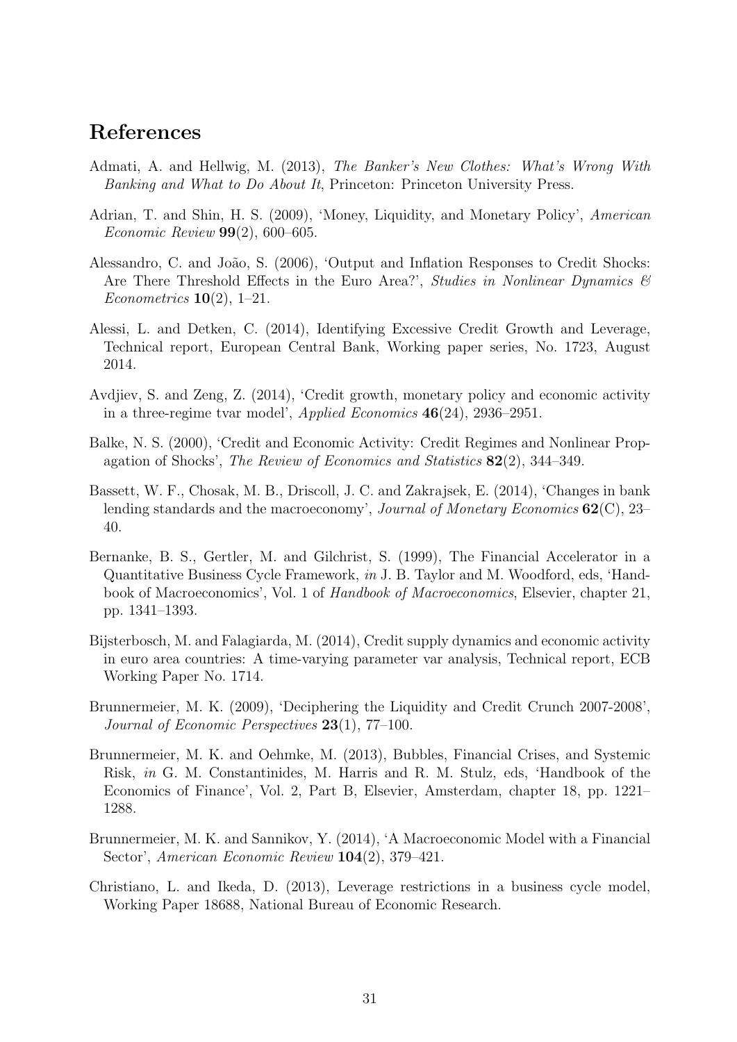## References

Admati, A. and Hellwig, M. (2013), *The Banker's New Clothes: What's Wrong With Banking and What to Do About It*, Princeton: Princeton University Press.

Adrian, T. and Shin, H. S. (2009), 'Money, Liquidity, and Monetary Policy', *American Economic Review* **99**(2), 600–605.

Alessandro, C. and João, S. (2006), 'Output and Inflation Responses to Credit Shocks: Are There Threshold Effects in the Euro Area?', *Studies in Nonlinear Dynamics & Econometrics* **10**(2), 1–21.

Alessi, L. and Detken, C. (2014), Identifying Excessive Credit Growth and Leverage, Technical report, European Central Bank, Working paper series, No. 1723, August 2014.

Avdjiev, S. and Zeng, Z. (2014), 'Credit growth, monetary policy and economic activity in a three-regime tvar model', *Applied Economics* **46**(24), 2936–2951.

Balke, N. S. (2000), 'Credit and Economic Activity: Credit Regimes and Nonlinear Propagation of Shocks', *The Review of Economics and Statistics* **82**(2), 344–349.

Bassett, W. F., Chosak, M. B., Driscoll, J. C. and Zakrajsek, E. (2014), 'Changes in bank lending standards and the macroeconomy', *Journal of Monetary Economics* **62**(C), 23–40.

Bernanke, B. S., Gertler, M. and Gilchrist, S. (1999), The Financial Accelerator in a Quantitative Business Cycle Framework, *in* J. B. Taylor and M. Woodford, eds, 'Handbook of Macroeconomics', Vol. 1 of *Handbook of Macroeconomics*, Elsevier, chapter 21, pp. 1341–1393.

Bijsterbosch, M. and Falagiarda, M. (2014), Credit supply dynamics and economic activity in euro area countries: A time-varying parameter var analysis, Technical report, ECB Working Paper No. 1714.

Brunnermeier, M. K. (2009), 'Deciphering the Liquidity and Credit Crunch 2007-2008', *Journal of Economic Perspectives* **23**(1), 77–100.

Brunnermeier, M. K. and Oehmke, M. (2013), Bubbles, Financial Crises, and Systemic Risk, *in* G. M. Constantinides, M. Harris and R. M. Stulz, eds, 'Handbook of the Economics of Finance', Vol. 2, Part B, Elsevier, Amsterdam, chapter 18, pp. 1221–1288.

Brunnermeier, M. K. and Sannikov, Y. (2014), 'A Macroeconomic Model with a Financial Sector', *American Economic Review* **104**(2), 379–421.

Christiano, L. and Ikeda, D. (2013), Leverage restrictions in a business cycle model, Working Paper 18688, National Bureau of Economic Research.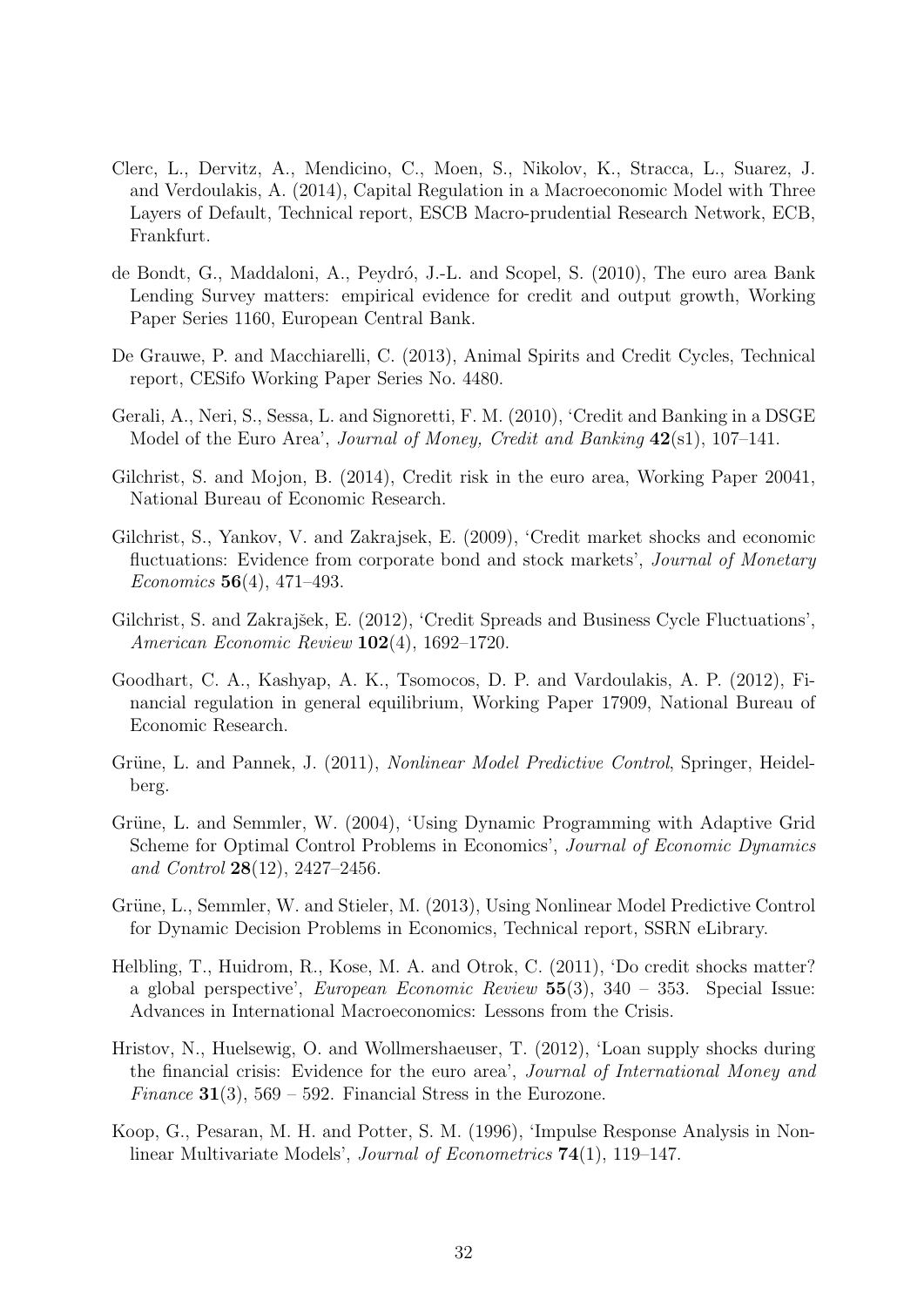Clerc, L., Dervitz, A., Mendicino, C., Moen, S., Nikolov, K., Stracca, L., Suarez, J. and Verdoulakis, A. (2014), Capital Regulation in a Macroeconomic Model with Three Layers of Default, Technical report, ESCB Macro-prudential Research Network, ECB, Frankfurt.

de Bondt, G., Maddaloni, A., Peydró, J.-L. and Scopel, S. (2010), The euro area Bank Lending Survey matters: empirical evidence for credit and output growth, Working Paper Series 1160, European Central Bank.

De Grauwe, P. and Macchiarelli, C. (2013), Animal Spirits and Credit Cycles, Technical report, CESifo Working Paper Series No. 4480.

Gerali, A., Neri, S., Sessa, L. and Signoretti, F. M. (2010), 'Credit and Banking in a DSGE Model of the Euro Area', *Journal of Money, Credit and Banking* **42**(s1), 107–141.

Gilchrist, S. and Mojon, B. (2014), Credit risk in the euro area, Working Paper 20041, National Bureau of Economic Research.

Gilchrist, S., Yankov, V. and Zakrajsek, E. (2009), 'Credit market shocks and economic fluctuations: Evidence from corporate bond and stock markets', *Journal of Monetary Economics* **56**(4), 471–493.

Gilchrist, S. and Zakrajšek, E. (2012), 'Credit Spreads and Business Cycle Fluctuations', *American Economic Review* **102**(4), 1692–1720.

Goodhart, C. A., Kashyap, A. K., Tsomocos, D. P. and Vardoulakis, A. P. (2012), Financial regulation in general equilibrium, Working Paper 17909, National Bureau of Economic Research.

Grüne, L. and Pannek, J. (2011), *Nonlinear Model Predictive Control*, Springer, Heidelberg.

Grüne, L. and Semmler, W. (2004), 'Using Dynamic Programming with Adaptive Grid Scheme for Optimal Control Problems in Economics', *Journal of Economic Dynamics and Control* **28**(12), 2427–2456.

Grüne, L., Semmler, W. and Stieler, M. (2013), Using Nonlinear Model Predictive Control for Dynamic Decision Problems in Economics, Technical report, SSRN eLibrary.

Helbling, T., Huidrom, R., Kose, M. A. and Otrok, C. (2011), 'Do credit shocks matter? a global perspective', *European Economic Review* **55**(3), 340 – 353. Special Issue: Advances in International Macroeconomics: Lessons from the Crisis.

Hristov, N., Huelsewig, O. and Wollmershaeuser, T. (2012), 'Loan supply shocks during the financial crisis: Evidence for the euro area', *Journal of International Money and Finance* **31**(3), 569 – 592. Financial Stress in the Eurozone.

Koop, G., Pesaran, M. H. and Potter, S. M. (1996), 'Impulse Response Analysis in Nonlinear Multivariate Models', *Journal of Econometrics* **74**(1), 119–147.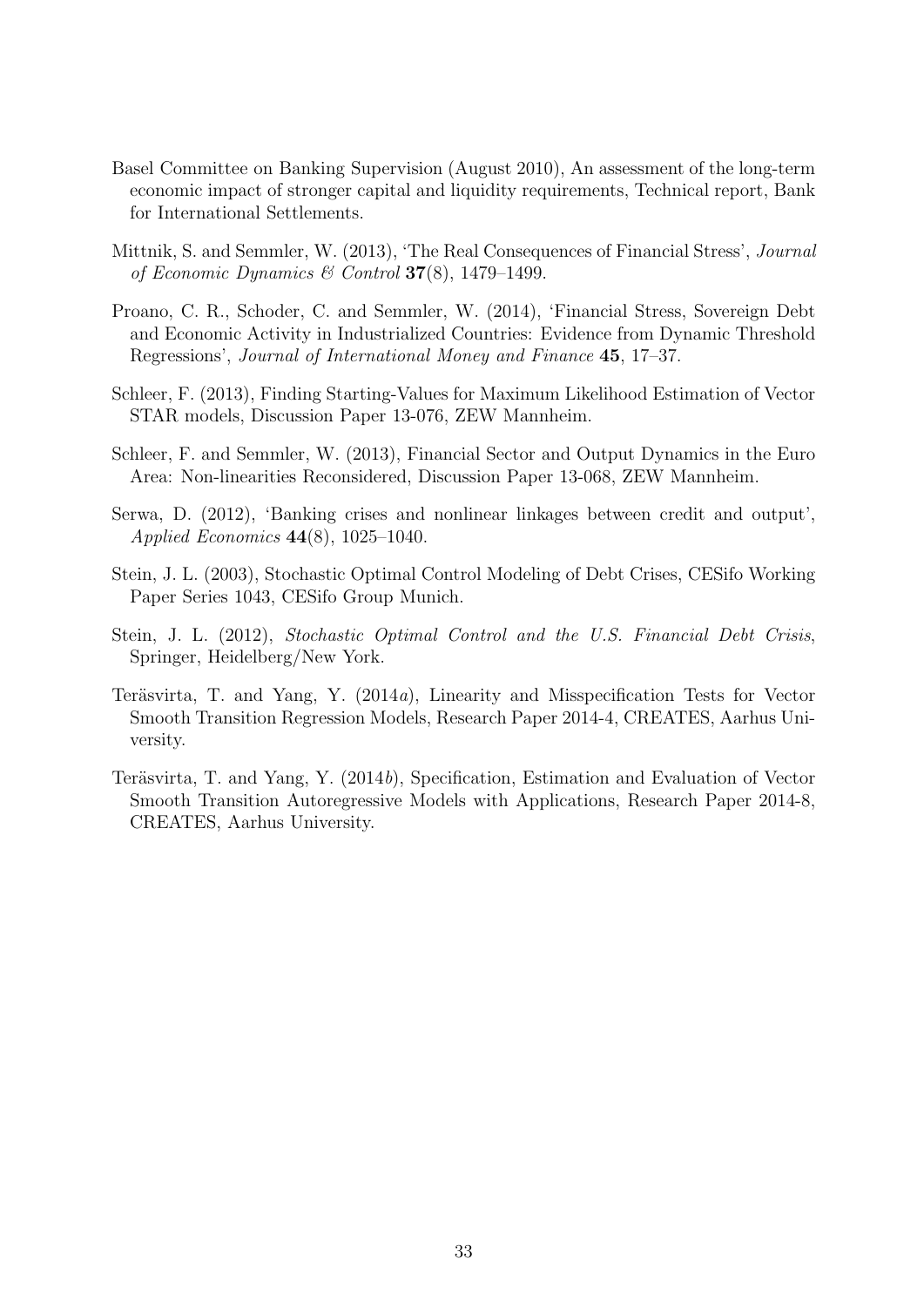Basel Committee on Banking Supervision (August 2010), An assessment of the long-term economic impact of stronger capital and liquidity requirements, Technical report, Bank for International Settlements.

Mittnik, S. and Semmler, W. (2013), 'The Real Consequences of Financial Stress', *Journal of Economic Dynamics & Control* **37**(8), 1479–1499.

Proano, C. R., Schoder, C. and Semmler, W. (2014), 'Financial Stress, Sovereign Debt and Economic Activity in Industrialized Countries: Evidence from Dynamic Threshold Regressions', *Journal of International Money and Finance* **45**, 17–37.

Schleer, F. (2013), Finding Starting-Values for Maximum Likelihood Estimation of Vector STAR models, Discussion Paper 13-076, ZEW Mannheim.

Schleer, F. and Semmler, W. (2013), Financial Sector and Output Dynamics in the Euro Area: Non-linearities Reconsidered, Discussion Paper 13-068, ZEW Mannheim.

Serwa, D. (2012), 'Banking crises and nonlinear linkages between credit and output', *Applied Economics* **44**(8), 1025–1040.

Stein, J. L. (2003), Stochastic Optimal Control Modeling of Debt Crises, CESifo Working Paper Series 1043, CESifo Group Munich.

Stein, J. L. (2012), *Stochastic Optimal Control and the U.S. Financial Debt Crisis*, Springer, Heidelberg/New York.

Teräsvirta, T. and Yang, Y. (2014*a*), Linearity and Misspecification Tests for Vector Smooth Transition Regression Models, Research Paper 2014-4, CREATES, Aarhus University.

Teräsvirta, T. and Yang, Y. (2014*b*), Specification, Estimation and Evaluation of Vector Smooth Transition Autoregressive Models with Applications, Research Paper 2014-8, CREATES, Aarhus University.